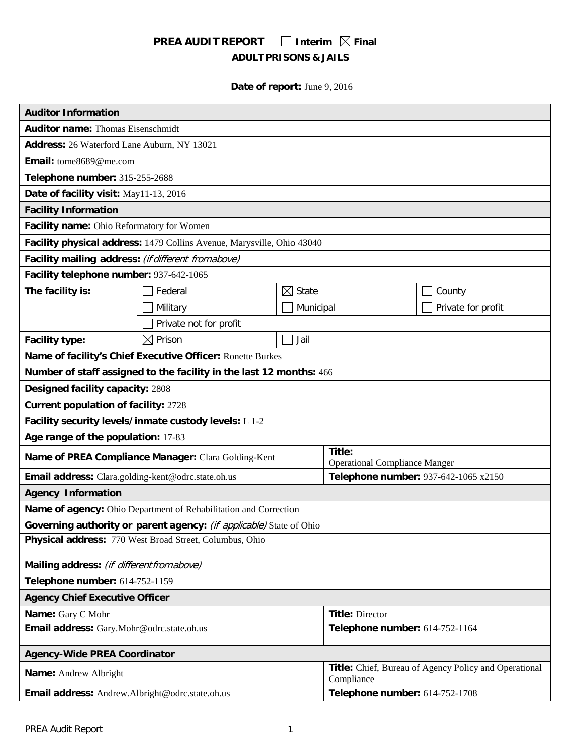# PREA AUDIT REPORT ☐ Interim ☒ Final

## ADULT PRISONS & JAILS

**Date of report:** June 9, 2016

| **Auditor Information** | | | |
|---|---|---|---|
| **Auditor name:** Thomas Eisenschmidt | | | |
| **Address:** 26 Waterford Lane Auburn, NY 13021 | | | |
| **Email:** tome8689@me.com | | | |
| **Telephone number:** 315-255-2688 | | | |
| **Date of facility visit:** May11-13, 2016 | | | |
| **Facility Information** | | | |
| **Facility name:** Ohio Reformatory for Women | | | |
| **Facility physical address:** 1479 Collins Avenue, Marysville, Ohio 43040 | | | |
| **Facility mailing address:** *(if different from above)* | | | |
| **Facility telephone number:** 937-642-1065 | | | |
| **The facility is:** | ☐ Federal | ☒ State | ☐ County |
| | ☐ Military | ☐ Municipal | ☐ Private for profit |
| | ☐ Private not for profit | | |
| **Facility type:** | ☒ Prison | ☐ Jail | |
| **Name of facility's Chief Executive Officer:** Ronette Burkes | | | |
| **Number of staff assigned to the facility in the last 12 months:** 466 | | | |
| **Designed facility capacity:** 2808 | | | |
| **Current population of facility:** 2728 | | | |
| **Facility security levels/inmate custody levels:** L 1-2 | | | |
| **Age range of the population:** 17-83 | | | |
| **Name of PREA Compliance Manager:** Clara Golding-Kent | | **Title:** Operational Compliance Manger | |
| **Email address:** Clara.golding-kent@odrc.state.oh.us | | **Telephone number:** 937-642-1065 x2150 | |
| **Agency Information** | | | |
| **Name of agency:** Ohio Department of Rehabilitation and Correction | | | |
| **Governing authority or parent agency:** *(if applicable)* State of Ohio | | | |
| **Physical address:** 770 West Broad Street, Columbus, Ohio | | | |
| **Mailing address:** *(if different from above)* | | | |
| **Telephone number:** 614-752-1159 | | | |
| **Agency Chief Executive Officer** | | | |
| **Name:** Gary C Mohr | | **Title:** Director | |
| **Email address:** Gary.Mohr@odrc.state.oh.us | | **Telephone number:** 614-752-1164 | |
| **Agency-Wide PREA Coordinator** | | | |
| **Name:** Andrew Albright | | **Title:** Chief, Bureau of Agency Policy and Operational Compliance | |
| **Email address:** Andrew.Albright@odrc.state.oh.us | | **Telephone number:** 614-752-1708 | |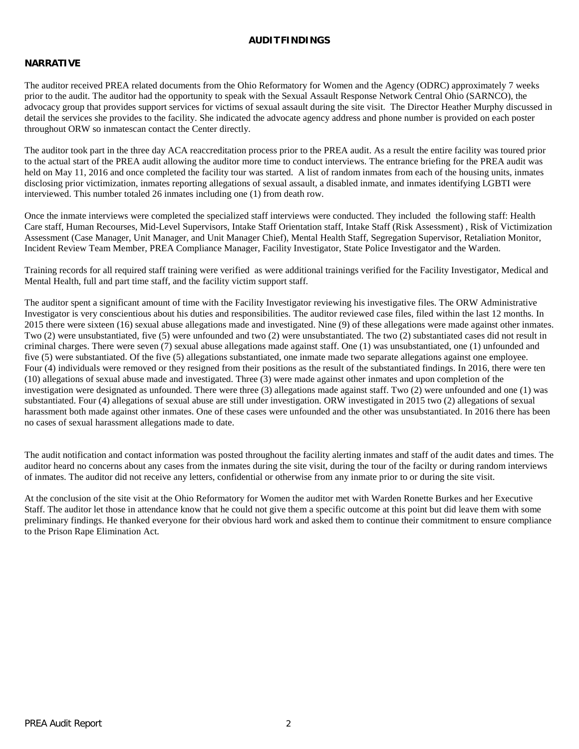## AUDIT FINDINGS

### NARRATIVE

The auditor received PREA related documents from the Ohio Reformatory for Women and the Agency (ODRC) approximately 7 weeks prior to the audit. The auditor had the opportunity to speak with the Sexual Assault Response Network Central Ohio (SARNCO), the advocacy group that provides support services for victims of sexual assault during the site visit. The Director Heather Murphy discussed in detail the services she provides to the facility. She indicated the advocate agency address and phone number is provided on each poster throughout ORW so inmatescan contact the Center directly.

The auditor took part in the three day ACA reaccreditation process prior to the PREA audit. As a result the entire facility was toured prior to the actual start of the PREA audit allowing the auditor more time to conduct interviews. The entrance briefing for the PREA audit was held on May 11, 2016 and once completed the facility tour was started. A list of random inmates from each of the housing units, inmates disclosing prior victimization, inmates reporting allegations of sexual assault, a disabled inmate, and inmates identifying LGBTI were interviewed. This number totaled 26 inmates including one (1) from death row.

Once the inmate interviews were completed the specialized staff interviews were conducted. They included the following staff: Health Care staff, Human Recourses, Mid-Level Supervisors, Intake Staff Orientation staff, Intake Staff (Risk Assessment) , Risk of Victimization Assessment (Case Manager, Unit Manager, and Unit Manager Chief), Mental Health Staff, Segregation Supervisor, Retaliation Monitor, Incident Review Team Member, PREA Compliance Manager, Facility Investigator, State Police Investigator and the Warden.

Training records for all required staff training were verified as were additional trainings verified for the Facility Investigator, Medical and Mental Health, full and part time staff, and the facility victim support staff.

The auditor spent a significant amount of time with the Facility Investigator reviewing his investigative files. The ORW Administrative Investigator is very conscientious about his duties and responsibilities. The auditor reviewed case files, filed within the last 12 months. In 2015 there were sixteen (16) sexual abuse allegations made and investigated. Nine (9) of these allegations were made against other inmates. Two (2) were unsubstantiated, five (5) were unfounded and two (2) were unsubstantiated. The two (2) substantiated cases did not result in criminal charges. There were seven (7) sexual abuse allegations made against staff. One (1) was unsubstantiated, one (1) unfounded and five (5) were substantiated. Of the five (5) allegations substantiated, one inmate made two separate allegations against one employee. Four (4) individuals were removed or they resigned from their positions as the result of the substantiated findings. In 2016, there were ten (10) allegations of sexual abuse made and investigated. Three (3) were made against other inmates and upon completion of the investigation were designated as unfounded. There were three (3) allegations made against staff. Two (2) were unfounded and one (1) was substantiated. Four (4) allegations of sexual abuse are still under investigation. ORW investigated in 2015 two (2) allegations of sexual harassment both made against other inmates. One of these cases were unfounded and the other was unsubstantiated. In 2016 there has been no cases of sexual harassment allegations made to date.

The audit notification and contact information was posted throughout the facility alerting inmates and staff of the audit dates and times. The auditor heard no concerns about any cases from the inmates during the site visit, during the tour of the facilty or during random interviews of inmates. The auditor did not receive any letters, confidential or otherwise from any inmate prior to or during the site visit.

At the conclusion of the site visit at the Ohio Reformatory for Women the auditor met with Warden Ronette Burkes and her Executive Staff. The auditor let those in attendance know that he could not give them a specific outcome at this point but did leave them with some preliminary findings. He thanked everyone for their obvious hard work and asked them to continue their commitment to ensure compliance to the Prison Rape Elimination Act.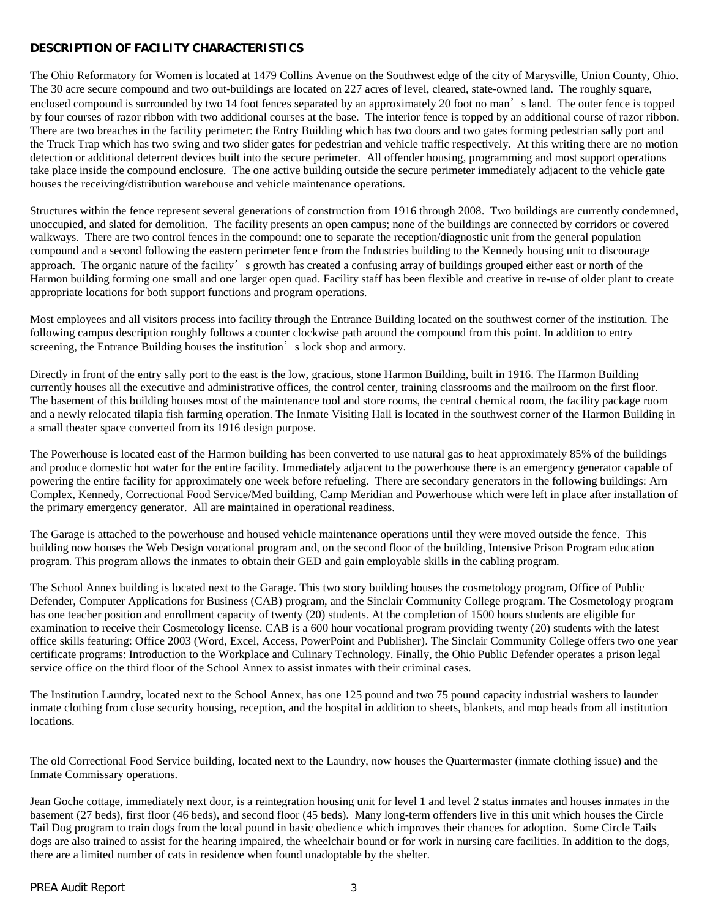**DESCRIPTION OF FACILITY CHARACTERISTICS**

The Ohio Reformatory for Women is located at 1479 Collins Avenue on the Southwest edge of the city of Marysville, Union County, Ohio. The 30 acre secure compound and two out-buildings are located on 227 acres of level, cleared, state-owned land. The roughly square, enclosed compound is surrounded by two 14 foot fences separated by an approximately 20 foot no man's land. The outer fence is topped by four courses of razor ribbon with two additional courses at the base. The interior fence is topped by an additional course of razor ribbon. There are two breaches in the facility perimeter: the Entry Building which has two doors and two gates forming pedestrian sally port and the Truck Trap which has two swing and two slider gates for pedestrian and vehicle traffic respectively. At this writing there are no motion detection or additional deterrent devices built into the secure perimeter. All offender housing, programming and most support operations take place inside the compound enclosure. The one active building outside the secure perimeter immediately adjacent to the vehicle gate houses the receiving/distribution warehouse and vehicle maintenance operations.

Structures within the fence represent several generations of construction from 1916 through 2008. Two buildings are currently condemned, unoccupied, and slated for demolition. The facility presents an open campus; none of the buildings are connected by corridors or covered walkways. There are two control fences in the compound: one to separate the reception/diagnostic unit from the general population compound and a second following the eastern perimeter fence from the Industries building to the Kennedy housing unit to discourage approach. The organic nature of the facility's growth has created a confusing array of buildings grouped either east or north of the Harmon building forming one small and one larger open quad. Facility staff has been flexible and creative in re-use of older plant to create appropriate locations for both support functions and program operations.

Most employees and all visitors process into facility through the Entrance Building located on the southwest corner of the institution. The following campus description roughly follows a counter clockwise path around the compound from this point. In addition to entry screening, the Entrance Building houses the institution's lock shop and armory.

Directly in front of the entry sally port to the east is the low, gracious, stone Harmon Building, built in 1916. The Harmon Building currently houses all the executive and administrative offices, the control center, training classrooms and the mailroom on the first floor. The basement of this building houses most of the maintenance tool and store rooms, the central chemical room, the facility package room and a newly relocated tilapia fish farming operation. The Inmate Visiting Hall is located in the southwest corner of the Harmon Building in a small theater space converted from its 1916 design purpose.

The Powerhouse is located east of the Harmon building has been converted to use natural gas to heat approximately 85% of the buildings and produce domestic hot water for the entire facility. Immediately adjacent to the powerhouse there is an emergency generator capable of powering the entire facility for approximately one week before refueling. There are secondary generators in the following buildings: Arn Complex, Kennedy, Correctional Food Service/Med building, Camp Meridian and Powerhouse which were left in place after installation of the primary emergency generator. All are maintained in operational readiness.

The Garage is attached to the powerhouse and housed vehicle maintenance operations until they were moved outside the fence. This building now houses the Web Design vocational program and, on the second floor of the building, Intensive Prison Program education program. This program allows the inmates to obtain their GED and gain employable skills in the cabling program.

The School Annex building is located next to the Garage. This two story building houses the cosmetology program, Office of Public Defender, Computer Applications for Business (CAB) program, and the Sinclair Community College program. The Cosmetology program has one teacher position and enrollment capacity of twenty (20) students. At the completion of 1500 hours students are eligible for examination to receive their Cosmetology license. CAB is a 600 hour vocational program providing twenty (20) students with the latest office skills featuring: Office 2003 (Word, Excel, Access, PowerPoint and Publisher). The Sinclair Community College offers two one year certificate programs: Introduction to the Workplace and Culinary Technology. Finally, the Ohio Public Defender operates a prison legal service office on the third floor of the School Annex to assist inmates with their criminal cases.

The Institution Laundry, located next to the School Annex, has one 125 pound and two 75 pound capacity industrial washers to launder inmate clothing from close security housing, reception, and the hospital in addition to sheets, blankets, and mop heads from all institution locations.

The old Correctional Food Service building, located next to the Laundry, now houses the Quartermaster (inmate clothing issue) and the Inmate Commissary operations.

Jean Goche cottage, immediately next door, is a reintegration housing unit for level 1 and level 2 status inmates and houses inmates in the basement (27 beds), first floor (46 beds), and second floor (45 beds). Many long-term offenders live in this unit which houses the Circle Tail Dog program to train dogs from the local pound in basic obedience which improves their chances for adoption. Some Circle Tails dogs are also trained to assist for the hearing impaired, the wheelchair bound or for work in nursing care facilities. In addition to the dogs, there are a limited number of cats in residence when found unadoptable by the shelter.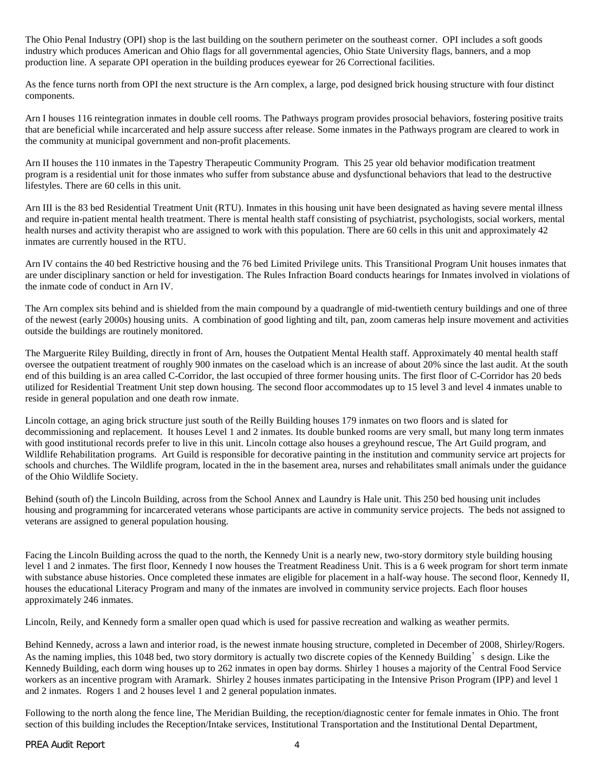The Ohio Penal Industry (OPI) shop is the last building on the southern perimeter on the southeast corner. OPI includes a soft goods industry which produces American and Ohio flags for all governmental agencies, Ohio State University flags, banners, and a mop production line. A separate OPI operation in the building produces eyewear for 26 Correctional facilities.

As the fence turns north from OPI the next structure is the Arn complex, a large, pod designed brick housing structure with four distinct components.

Arn I houses 116 reintegration inmates in double cell rooms. The Pathways program provides prosocial behaviors, fostering positive traits that are beneficial while incarcerated and help assure success after release. Some inmates in the Pathways program are cleared to work in the community at municipal government and non-profit placements.

Arn II houses the 110 inmates in the Tapestry Therapeutic Community Program. This 25 year old behavior modification treatment program is a residential unit for those inmates who suffer from substance abuse and dysfunctional behaviors that lead to the destructive lifestyles. There are 60 cells in this unit.

Arn III is the 83 bed Residential Treatment Unit (RTU). Inmates in this housing unit have been designated as having severe mental illness and require in-patient mental health treatment. There is mental health staff consisting of psychiatrist, psychologists, social workers, mental health nurses and activity therapist who are assigned to work with this population. There are 60 cells in this unit and approximately 42 inmates are currently housed in the RTU.

Arn IV contains the 40 bed Restrictive housing and the 76 bed Limited Privilege units. This Transitional Program Unit houses inmates that are under disciplinary sanction or held for investigation. The Rules Infraction Board conducts hearings for Inmates involved in violations of the inmate code of conduct in Arn IV.

The Arn complex sits behind and is shielded from the main compound by a quadrangle of mid-twentieth century buildings and one of three of the newest (early 2000s) housing units. A combination of good lighting and tilt, pan, zoom cameras help insure movement and activities outside the buildings are routinely monitored.

The Marguerite Riley Building, directly in front of Arn, houses the Outpatient Mental Health staff. Approximately 40 mental health staff oversee the outpatient treatment of roughly 900 inmates on the caseload which is an increase of about 20% since the last audit. At the south end of this building is an area called C-Corridor, the last occupied of three former housing units. The first floor of C-Corridor has 20 beds utilized for Residential Treatment Unit step down housing. The second floor accommodates up to 15 level 3 and level 4 inmates unable to reside in general population and one death row inmate.

Lincoln cottage, an aging brick structure just south of the Reilly Building houses 179 inmates on two floors and is slated for decommissioning and replacement. It houses Level 1 and 2 inmates. Its double bunked rooms are very small, but many long term inmates with good institutional records prefer to live in this unit. Lincoln cottage also houses a greyhound rescue, The Art Guild program, and Wildlife Rehabilitation programs. Art Guild is responsible for decorative painting in the institution and community service art projects for schools and churches. The Wildlife program, located in the in the basement area, nurses and rehabilitates small animals under the guidance of the Ohio Wildlife Society.

Behind (south of) the Lincoln Building, across from the School Annex and Laundry is Hale unit. This 250 bed housing unit includes housing and programming for incarcerated veterans whose participants are active in community service projects. The beds not assigned to veterans are assigned to general population housing.

Facing the Lincoln Building across the quad to the north, the Kennedy Unit is a nearly new, two-story dormitory style building housing level 1 and 2 inmates. The first floor, Kennedy I now houses the Treatment Readiness Unit. This is a 6 week program for short term inmate with substance abuse histories. Once completed these inmates are eligible for placement in a half-way house. The second floor, Kennedy II, houses the educational Literacy Program and many of the inmates are involved in community service projects. Each floor houses approximately 246 inmates.

Lincoln, Reily, and Kennedy form a smaller open quad which is used for passive recreation and walking as weather permits.

Behind Kennedy, across a lawn and interior road, is the newest inmate housing structure, completed in December of 2008, Shirley/Rogers. As the naming implies, this 1048 bed, two story dormitory is actually two discrete copies of the Kennedy Building's design. Like the Kennedy Building, each dorm wing houses up to 262 inmates in open bay dorms. Shirley 1 houses a majority of the Central Food Service workers as an incentive program with Aramark. Shirley 2 houses inmates participating in the Intensive Prison Program (IPP) and level 1 and 2 inmates. Rogers 1 and 2 houses level 1 and 2 general population inmates.

Following to the north along the fence line, The Meridian Building, the reception/diagnostic center for female inmates in Ohio. The front section of this building includes the Reception/Intake services, Institutional Transportation and the Institutional Dental Department,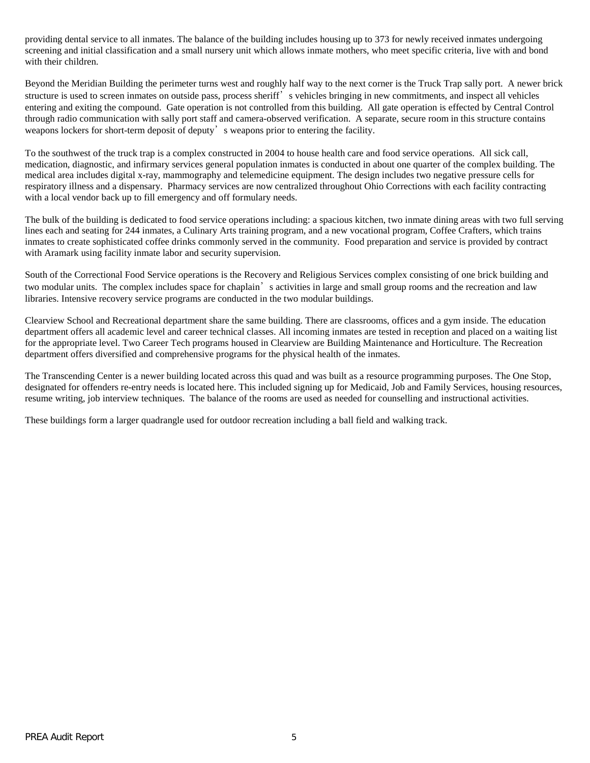providing dental service to all inmates. The balance of the building includes housing up to 373 for newly received inmates undergoing screening and initial classification and a small nursery unit which allows inmate mothers, who meet specific criteria, live with and bond with their children.

Beyond the Meridian Building the perimeter turns west and roughly half way to the next corner is the Truck Trap sally port. A newer brick structure is used to screen inmates on outside pass, process sheriff's vehicles bringing in new commitments, and inspect all vehicles entering and exiting the compound. Gate operation is not controlled from this building. All gate operation is effected by Central Control through radio communication with sally port staff and camera-observed verification. A separate, secure room in this structure contains weapons lockers for short-term deposit of deputy's weapons prior to entering the facility.

To the southwest of the truck trap is a complex constructed in 2004 to house health care and food service operations. All sick call, medication, diagnostic, and infirmary services general population inmates is conducted in about one quarter of the complex building. The medical area includes digital x-ray, mammography and telemedicine equipment. The design includes two negative pressure cells for respiratory illness and a dispensary. Pharmacy services are now centralized throughout Ohio Corrections with each facility contracting with a local vendor back up to fill emergency and off formulary needs.

The bulk of the building is dedicated to food service operations including: a spacious kitchen, two inmate dining areas with two full serving lines each and seating for 244 inmates, a Culinary Arts training program, and a new vocational program, Coffee Crafters, which trains inmates to create sophisticated coffee drinks commonly served in the community. Food preparation and service is provided by contract with Aramark using facility inmate labor and security supervision.

South of the Correctional Food Service operations is the Recovery and Religious Services complex consisting of one brick building and two modular units. The complex includes space for chaplain's activities in large and small group rooms and the recreation and law libraries. Intensive recovery service programs are conducted in the two modular buildings.

Clearview School and Recreational department share the same building. There are classrooms, offices and a gym inside. The education department offers all academic level and career technical classes. All incoming inmates are tested in reception and placed on a waiting list for the appropriate level. Two Career Tech programs housed in Clearview are Building Maintenance and Horticulture. The Recreation department offers diversified and comprehensive programs for the physical health of the inmates.

The Transcending Center is a newer building located across this quad and was built as a resource programming purposes. The One Stop, designated for offenders re-entry needs is located here. This included signing up for Medicaid, Job and Family Services, housing resources, resume writing, job interview techniques. The balance of the rooms are used as needed for counselling and instructional activities.

These buildings form a larger quadrangle used for outdoor recreation including a ball field and walking track.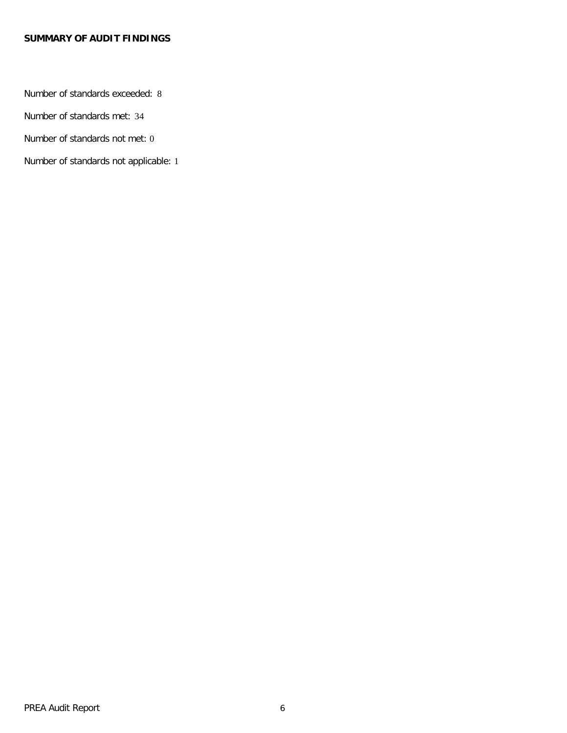**SUMMARY OF AUDIT FINDINGS**

Number of standards exceeded: 8

Number of standards met: 34

Number of standards not met: 0

Number of standards not applicable: 1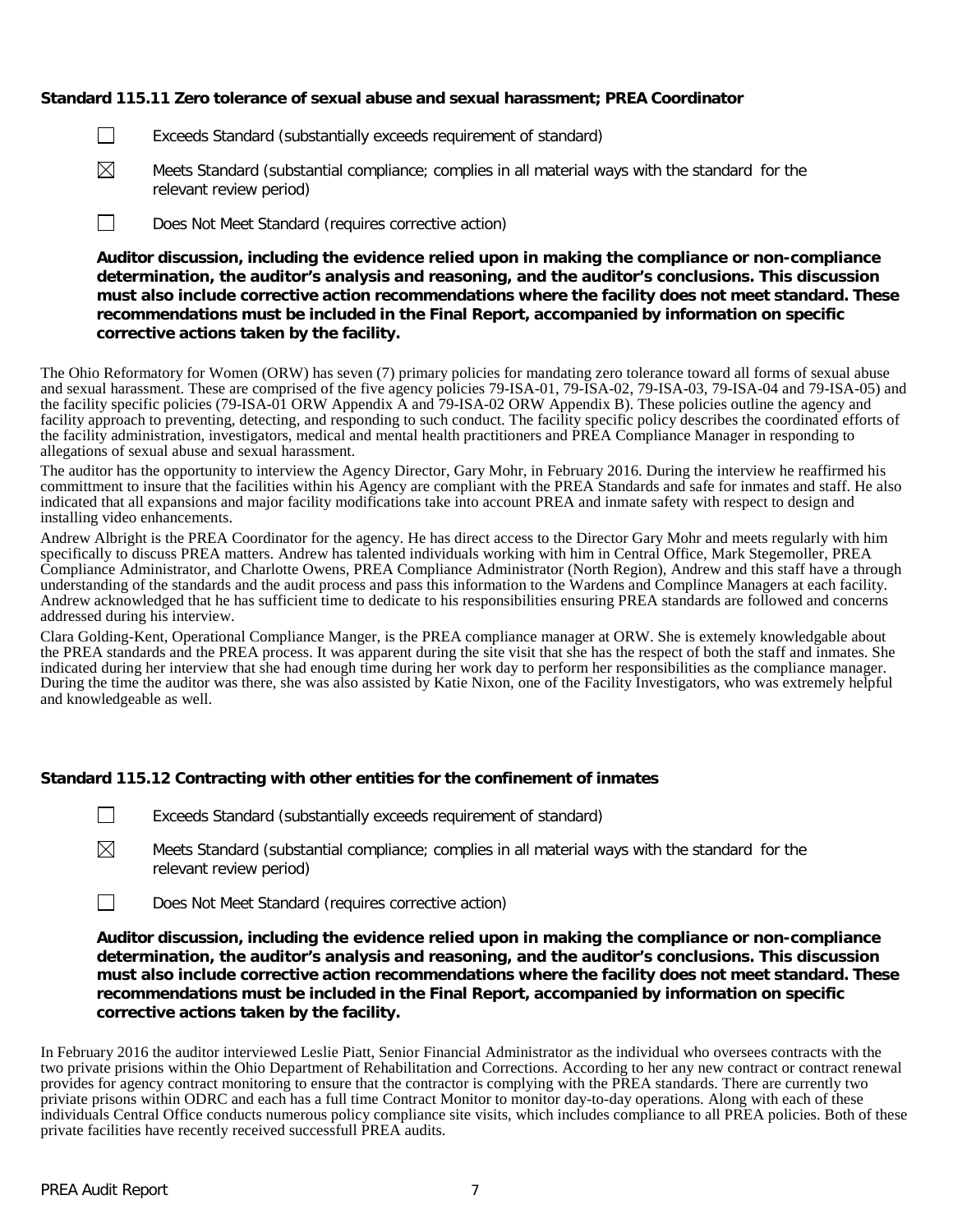**Standard 115.11 Zero tolerance of sexual abuse and sexual harassment; PREA Coordinator**

☐ Exceeds Standard (substantially exceeds requirement of standard)

☒ Meets Standard (substantial compliance; complies in all material ways with the standard for the relevant review period)

☐ Does Not Meet Standard (requires corrective action)

**Auditor discussion, including the evidence relied upon in making the compliance or non-compliance determination, the auditor's analysis and reasoning, and the auditor's conclusions. This discussion must also include corrective action recommendations where the facility does not meet standard. These recommendations must be included in the Final Report, accompanied by information on specific corrective actions taken by the facility.**

The Ohio Reformatory for Women (ORW) has seven (7) primary policies for mandating zero tolerance toward all forms of sexual abuse and sexual harassment. These are comprised of the five agency policies 79-ISA-01, 79-ISA-02, 79-ISA-03, 79-ISA-04 and 79-ISA-05) and the facility specific policies (79-ISA-01 ORW Appendix A and 79-ISA-02 ORW Appendix B). These policies outline the agency and facility approach to preventing, detecting, and responding to such conduct. The facility specific policy describes the coordinated efforts of the facility administration, investigators, medical and mental health practitioners and PREA Compliance Manager in responding to allegations of sexual abuse and sexual harassment.

The auditor has the opportunity to interview the Agency Director, Gary Mohr, in February 2016. During the interview he reaffirmed his committment to insure that the facilities within his Agency are compliant with the PREA Standards and safe for inmates and staff. He also indicated that all expansions and major facility modifications take into account PREA and inmate safety with respect to design and installing video enhancements.

Andrew Albright is the PREA Coordinator for the agency. He has direct access to the Director Gary Mohr and meets regularly with him specifically to discuss PREA matters. Andrew has talented individuals working with him in Central Office, Mark Stegemoller, PREA Compliance Administrator, and Charlotte Owens, PREA Compliance Administrator (North Region), Andrew and this staff have a through understanding of the standards and the audit process and pass this information to the Wardens and Complince Managers at each facility. Andrew acknowledged that he has sufficient time to dedicate to his responsibilities ensuring PREA standards are followed and concerns addressed during his interview.

Clara Golding-Kent, Operational Compliance Manger, is the PREA compliance manager at ORW. She is extemely knowledgable about the PREA standards and the PREA process. It was apparent during the site visit that she has the respect of both the staff and inmates. She indicated during her interview that she had enough time during her work day to perform her responsibilities as the compliance manager. During the time the auditor was there, she was also assisted by Katie Nixon, one of the Facility Investigators, who was extremely helpful and knowledgeable as well.

**Standard 115.12 Contracting with other entities for the confinement of inmates**

☐ Exceeds Standard (substantially exceeds requirement of standard)

☒ Meets Standard (substantial compliance; complies in all material ways with the standard for the relevant review period)

☐ Does Not Meet Standard (requires corrective action)

**Auditor discussion, including the evidence relied upon in making the compliance or non-compliance determination, the auditor's analysis and reasoning, and the auditor's conclusions. This discussion must also include corrective action recommendations where the facility does not meet standard. These recommendations must be included in the Final Report, accompanied by information on specific corrective actions taken by the facility.**

In February 2016 the auditor interviewed Leslie Piatt, Senior Financial Administrator as the individual who oversees contracts with the two private prisions within the Ohio Department of Rehabilitation and Corrections. According to her any new contract or contract renewal provides for agency contract monitoring to ensure that the contractor is complying with the PREA standards. There are currently two priviate prisons within ODRC and each has a full time Contract Monitor to monitor day-to-day operations. Along with each of these individuals Central Office conducts numerous policy compliance site visits, which includes compliance to all PREA policies. Both of these private facilities have recently received successfull PREA audits.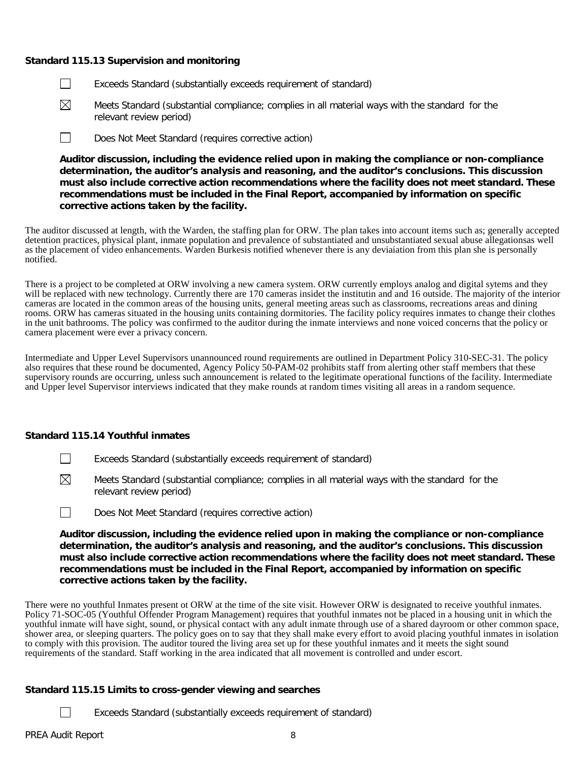**Standard 115.13 Supervision and monitoring**

☐ Exceeds Standard (substantially exceeds requirement of standard)

☒ Meets Standard (substantial compliance; complies in all material ways with the standard for the relevant review period)

☐ Does Not Meet Standard (requires corrective action)

**Auditor discussion, including the evidence relied upon in making the compliance or non-compliance determination, the auditor's analysis and reasoning, and the auditor's conclusions. This discussion must also include corrective action recommendations where the facility does not meet standard. These recommendations must be included in the Final Report, accompanied by information on specific corrective actions taken by the facility.**

The auditor discussed at length, with the Warden, the staffing plan for ORW. The plan takes into account items such as; generally accepted detention practices, physical plant, inmate population and prevalence of substantiated and unsubstantiated sexual abuse allegationsas well as the placement of video enhancements. Warden Burkesis notified whenever there is any deviaiation from this plan she is personally notified.

There is a project to be completed at ORW involving a new camera system. ORW currently employs analog and digital sytems and they will be replaced with new technology. Currently there are 170 cameras insidet the institutin and and 16 outside. The majority of the interior cameras are located in the common areas of the housing units, general meeting areas such as classrooms, recreations areas and dining rooms. ORW has cameras situated in the housing units containing dormitories. The facility policy requires inmates to change their clothes in the unit bathrooms. The policy was confirmed to the auditor during the inmate interviews and none voiced concerns that the policy or camera placement were ever a privacy concern.

Intermediate and Upper Level Supervisors unannounced round requirements are outlined in Department Policy 310-SEC-31. The policy also requires that these round be documented, Agency Policy 50-PAM-02 prohibits staff from alerting other staff members that these supervisory rounds are occurring, unless such announcement is related to the legitimate operational functions of the facility. Intermediate and Upper level Supervisor interviews indicated that they make rounds at random times visiting all areas in a random sequence.

**Standard 115.14 Youthful inmates**

☐ Exceeds Standard (substantially exceeds requirement of standard)

☒ Meets Standard (substantial compliance; complies in all material ways with the standard for the relevant review period)

☐ Does Not Meet Standard (requires corrective action)

**Auditor discussion, including the evidence relied upon in making the compliance or non-compliance determination, the auditor's analysis and reasoning, and the auditor's conclusions. This discussion must also include corrective action recommendations where the facility does not meet standard. These recommendations must be included in the Final Report, accompanied by information on specific corrective actions taken by the facility.**

There were no youthful Inmates present ot ORW at the time of the site visit. However ORW is designated to receive youthful inmates. Policy 71-SOC-05 (Youthful Offender Program Management) requires that youthful inmates not be placed in a housing unit in which the youthful inmate will have sight, sound, or physical contact with any adult inmate through use of a shared dayroom or other common space, shower area, or sleeping quarters. The policy goes on to say that they shall make every effort to avoid placing youthful inmates in isolation to comply with this provision. The auditor toured the living area set up for these youthful inmates and it meets the sight sound requirements of the standard. Staff working in the area indicated that all movement is controlled and under escort.

**Standard 115.15 Limits to cross-gender viewing and searches**

☐ Exceeds Standard (substantially exceeds requirement of standard)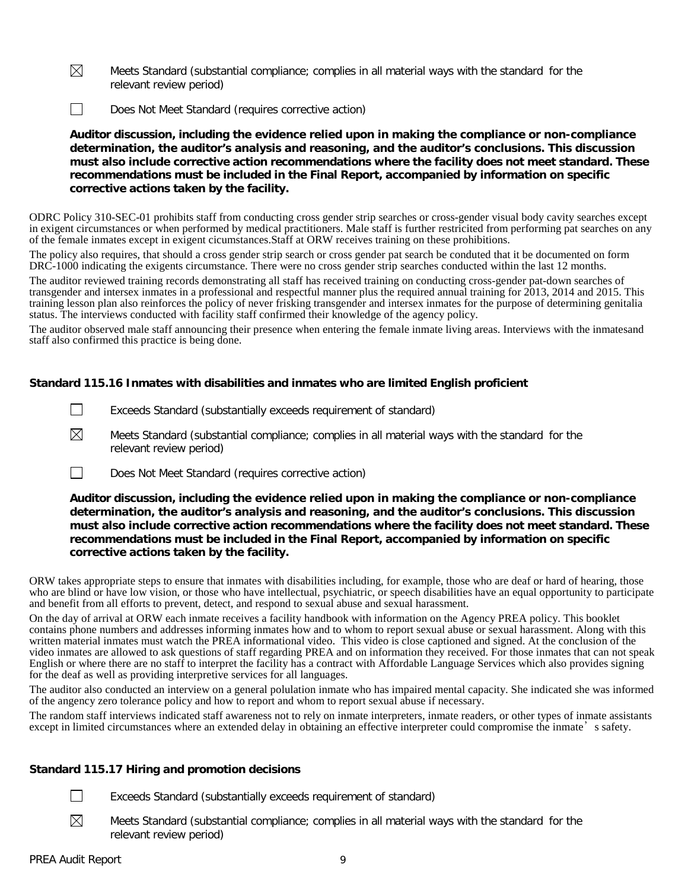☒ Meets Standard (substantial compliance; complies in all material ways with the standard for the relevant review period)

☐ Does Not Meet Standard (requires corrective action)

**Auditor discussion, including the evidence relied upon in making the compliance or non-compliance determination, the auditor's analysis and reasoning, and the auditor's conclusions. This discussion must also include corrective action recommendations where the facility does not meet standard. These recommendations must be included in the Final Report, accompanied by information on specific corrective actions taken by the facility.**

ODRC Policy 310-SEC-01 prohibits staff from conducting cross gender strip searches or cross-gender visual body cavity searches except in exigent circumstances or when performed by medical practitioners. Male staff is further restricited from performing pat searches on any of the female inmates except in exigent cicumstances.Staff at ORW receives training on these prohibitions.

The policy also requires, that should a cross gender strip search or cross gender pat search be conduted that it be documented on form DRC-1000 indicating the exigents circumstance. There were no cross gender strip searches conducted within the last 12 months.

The auditor reviewed training records demonstrating all staff has received training on conducting cross-gender pat-down searches of transgender and intersex inmates in a professional and respectful manner plus the required annual training for 2013, 2014 and 2015. This training lesson plan also reinforces the policy of never frisking transgender and intersex inmates for the purpose of determining genitalia status. The interviews conducted with facility staff confirmed their knowledge of the agency policy.

The auditor observed male staff announcing their presence when entering the female inmate living areas. Interviews with the inmatesand staff also confirmed this practice is being done.

### Standard 115.16 Inmates with disabilities and inmates who are limited English proficient

☐ Exceeds Standard (substantially exceeds requirement of standard)

☒ Meets Standard (substantial compliance; complies in all material ways with the standard for the relevant review period)

☐ Does Not Meet Standard (requires corrective action)

**Auditor discussion, including the evidence relied upon in making the compliance or non-compliance determination, the auditor's analysis and reasoning, and the auditor's conclusions. This discussion must also include corrective action recommendations where the facility does not meet standard. These recommendations must be included in the Final Report, accompanied by information on specific corrective actions taken by the facility.**

ORW takes appropriate steps to ensure that inmates with disabilities including, for example, those who are deaf or hard of hearing, those who are blind or have low vision, or those who have intellectual, psychiatric, or speech disabilities have an equal opportunity to participate and benefit from all efforts to prevent, detect, and respond to sexual abuse and sexual harassment.

On the day of arrival at ORW each inmate receives a facility handbook with information on the Agency PREA policy. This booklet contains phone numbers and addresses informing inmates how and to whom to report sexual abuse or sexual harassment. Along with this written material inmates must watch the PREA informational video. This video is close captioned and signed. At the conclusion of the video inmates are allowed to ask questions of staff regarding PREA and on information they received. For those inmates that can not speak English or where there are no staff to interpret the facility has a contract with Affordable Language Services which also provides signing for the deaf as well as providing interpretive services for all languages.

The auditor also conducted an interview on a general polulation inmate who has impaired mental capacity. She indicated she was informed of the angency zero tolerance policy and how to report and whom to report sexual abuse if necessary.

The random staff interviews indicated staff awareness not to rely on inmate interpreters, inmate readers, or other types of inmate assistants except in limited circumstances where an extended delay in obtaining an effective interpreter could compromise the inmate's safety.

### Standard 115.17 Hiring and promotion decisions

☐ Exceeds Standard (substantially exceeds requirement of standard)

☒ Meets Standard (substantial compliance; complies in all material ways with the standard for the relevant review period)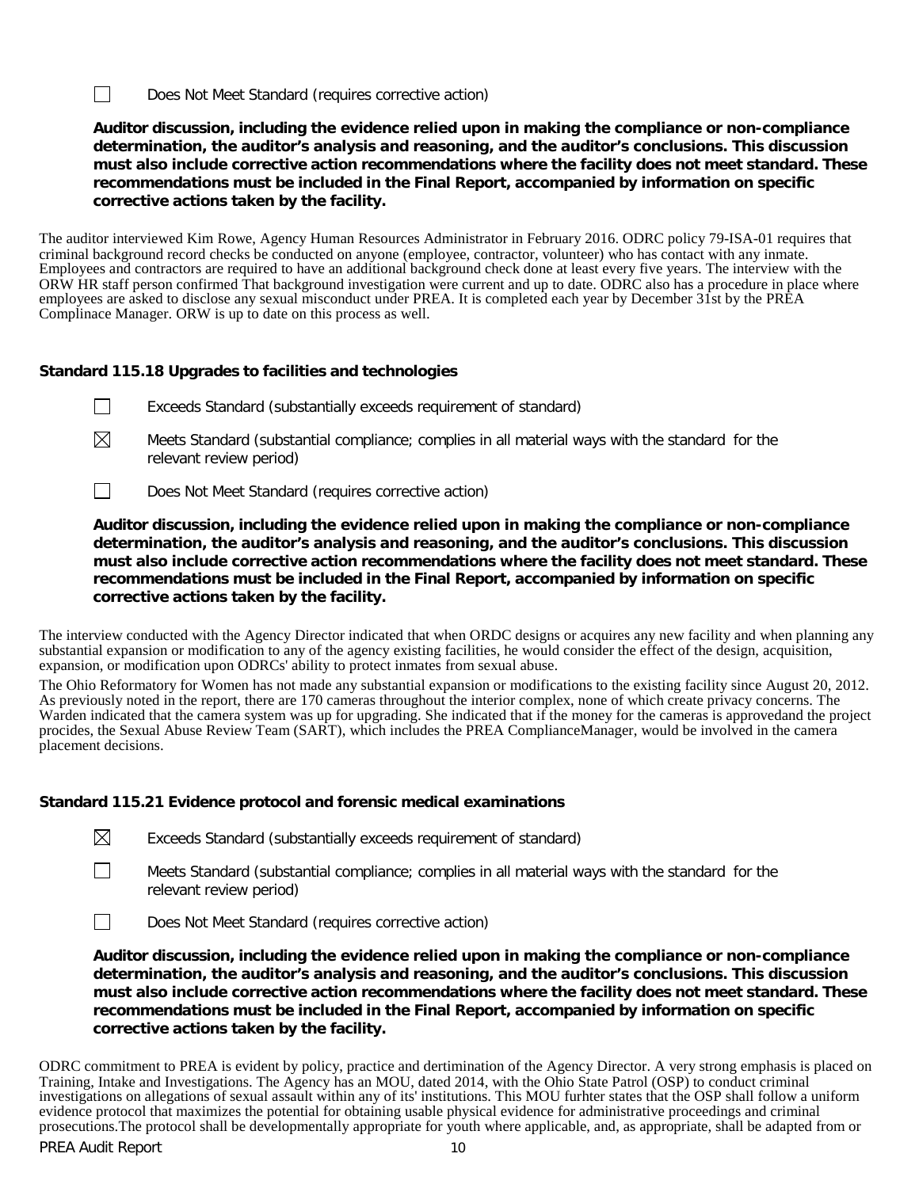☐ Does Not Meet Standard (requires corrective action)

**Auditor discussion, including the evidence relied upon in making the compliance or non-compliance determination, the auditor's analysis and reasoning, and the auditor's conclusions. This discussion must also include corrective action recommendations where the facility does not meet standard. These recommendations must be included in the Final Report, accompanied by information on specific corrective actions taken by the facility.**

The auditor interviewed Kim Rowe, Agency Human Resources Administrator in February 2016. ODRC policy 79-ISA-01 requires that criminal background record checks be conducted on anyone (employee, contractor, volunteer) who has contact with any inmate. Employees and contractors are required to have an additional background check done at least every five years. The interview with the ORW HR staff person confirmed That background investigation were current and up to date. ODRC also has a procedure in place where employees are asked to disclose any sexual misconduct under PREA. It is completed each year by December 31st by the PREA Complinace Manager. ORW is up to date on this process as well.

### Standard 115.18 Upgrades to facilities and technologies

☐ Exceeds Standard (substantially exceeds requirement of standard)

☒ Meets Standard (substantial compliance; complies in all material ways with the standard for the relevant review period)

☐ Does Not Meet Standard (requires corrective action)

**Auditor discussion, including the evidence relied upon in making the compliance or non-compliance determination, the auditor's analysis and reasoning, and the auditor's conclusions. This discussion must also include corrective action recommendations where the facility does not meet standard. These recommendations must be included in the Final Report, accompanied by information on specific corrective actions taken by the facility.**

The interview conducted with the Agency Director indicated that when ORDC designs or acquires any new facility and when planning any substantial expansion or modification to any of the agency existing facilities, he would consider the effect of the design, acquisition, expansion, or modification upon ODRCs' ability to protect inmates from sexual abuse.

The Ohio Reformatory for Women has not made any substantial expansion or modifications to the existing facility since August 20, 2012. As previously noted in the report, there are 170 cameras throughout the interior complex, none of which create privacy concerns. The Warden indicated that the camera system was up for upgrading. She indicated that if the money for the cameras is approvedand the project procides, the Sexual Abuse Review Team (SART), which includes the PREA ComplianceManager, would be involved in the camera placement decisions.

### Standard 115.21 Evidence protocol and forensic medical examinations

☒ Exceeds Standard (substantially exceeds requirement of standard)

☐ Meets Standard (substantial compliance; complies in all material ways with the standard for the relevant review period)

☐ Does Not Meet Standard (requires corrective action)

**Auditor discussion, including the evidence relied upon in making the compliance or non-compliance determination, the auditor's analysis and reasoning, and the auditor's conclusions. This discussion must also include corrective action recommendations where the facility does not meet standard. These recommendations must be included in the Final Report, accompanied by information on specific corrective actions taken by the facility.**

ODRC commitment to PREA is evident by policy, practice and dertimination of the Agency Director. A very strong emphasis is placed on Training, Intake and Investigations. The Agency has an MOU, dated 2014, with the Ohio State Patrol (OSP) to conduct criminal investigations on allegations of sexual assault within any of its' institutions. This MOU furhter states that the OSP shall follow a uniform evidence protocol that maximizes the potential for obtaining usable physical evidence for administrative proceedings and criminal prosecutions.The protocol shall be developmentally appropriate for youth where applicable, and, as appropriate, shall be adapted from or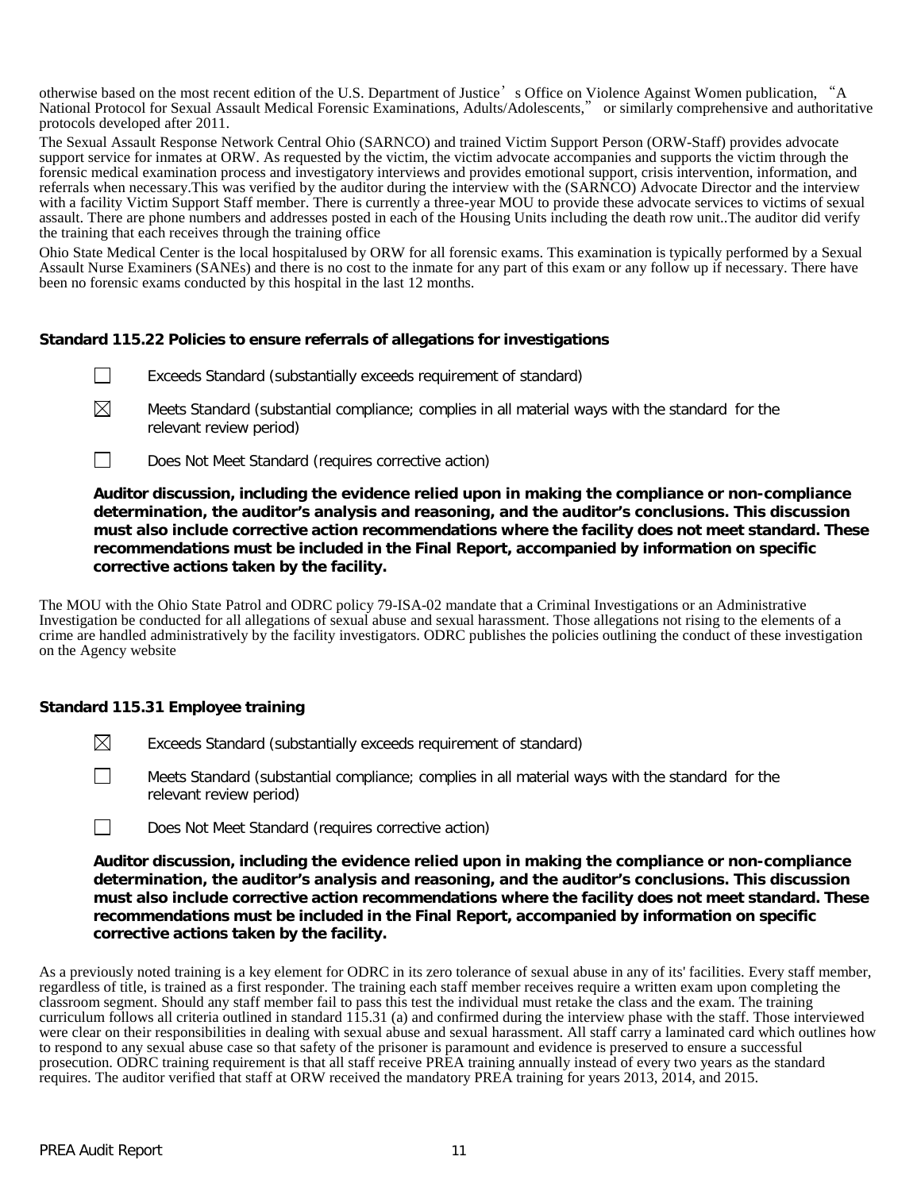otherwise based on the most recent edition of the U.S. Department of Justice's Office on Violence Against Women publication, "A National Protocol for Sexual Assault Medical Forensic Examinations, Adults/Adolescents," or similarly comprehensive and authoritative protocols developed after 2011.

The Sexual Assault Response Network Central Ohio (SARNCO) and trained Victim Support Person (ORW-Staff) provides advocate support service for inmates at ORW. As requested by the victim, the victim advocate accompanies and supports the victim through the forensic medical examination process and investigatory interviews and provides emotional support, crisis intervention, information, and referrals when necessary.This was verified by the auditor during the interview with the (SARNCO) Advocate Director and the interview with a facility Victim Support Staff member. There is currently a three-year MOU to provide these advocate services to victims of sexual assault. There are phone numbers and addresses posted in each of the Housing Units including the death row unit..The auditor did verify the training that each receives through the training office

Ohio State Medical Center is the local hospitalused by ORW for all forensic exams. This examination is typically performed by a Sexual Assault Nurse Examiners (SANEs) and there is no cost to the inmate for any part of this exam or any follow up if necessary. There have been no forensic exams conducted by this hospital in the last 12 months.

**Standard 115.22 Policies to ensure referrals of allegations for investigations**

☐ Exceeds Standard (substantially exceeds requirement of standard)

☒ Meets Standard (substantial compliance; complies in all material ways with the standard for the relevant review period)

☐ Does Not Meet Standard (requires corrective action)

**Auditor discussion, including the evidence relied upon in making the compliance or non-compliance determination, the auditor's analysis and reasoning, and the auditor's conclusions. This discussion must also include corrective action recommendations where the facility does not meet standard. These recommendations must be included in the Final Report, accompanied by information on specific corrective actions taken by the facility.**

The MOU with the Ohio State Patrol and ODRC policy 79-ISA-02 mandate that a Criminal Investigations or an Administrative Investigation be conducted for all allegations of sexual abuse and sexual harassment. Those allegations not rising to the elements of a crime are handled administratively by the facility investigators. ODRC publishes the policies outlining the conduct of these investigation on the Agency website

**Standard 115.31 Employee training**

☒ Exceeds Standard (substantially exceeds requirement of standard)

☐ Meets Standard (substantial compliance; complies in all material ways with the standard for the relevant review period)

☐ Does Not Meet Standard (requires corrective action)

**Auditor discussion, including the evidence relied upon in making the compliance or non-compliance determination, the auditor's analysis and reasoning, and the auditor's conclusions. This discussion must also include corrective action recommendations where the facility does not meet standard. These recommendations must be included in the Final Report, accompanied by information on specific corrective actions taken by the facility.**

As a previously noted training is a key element for ODRC in its zero tolerance of sexual abuse in any of its' facilities. Every staff member, regardless of title, is trained as a first responder. The training each staff member receives require a written exam upon completing the classroom segment. Should any staff member fail to pass this test the individual must retake the class and the exam. The training curriculum follows all criteria outlined in standard 115.31 (a) and confirmed during the interview phase with the staff. Those interviewed were clear on their responsibilities in dealing with sexual abuse and sexual harassment. All staff carry a laminated card which outlines how to respond to any sexual abuse case so that safety of the prisoner is paramount and evidence is preserved to ensure a successful prosecution. ODRC training requirement is that all staff receive PREA training annually instead of every two years as the standard requires. The auditor verified that staff at ORW received the mandatory PREA training for years 2013, 2014, and 2015.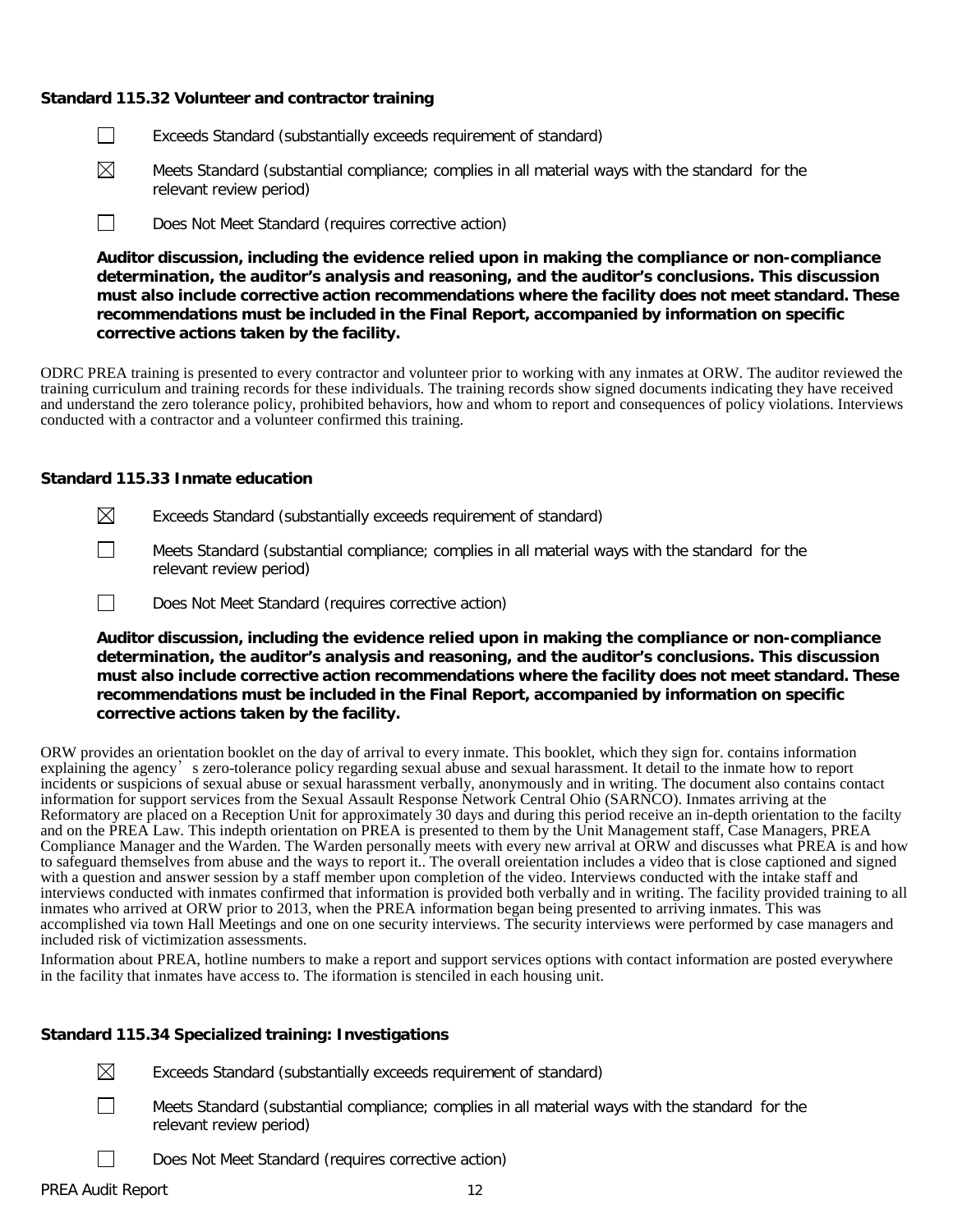**Standard 115.32 Volunteer and contractor training**

☐ Exceeds Standard (substantially exceeds requirement of standard)

☒ Meets Standard (substantial compliance; complies in all material ways with the standard for the relevant review period)

☐ Does Not Meet Standard (requires corrective action)

**Auditor discussion, including the evidence relied upon in making the compliance or non-compliance determination, the auditor's analysis and reasoning, and the auditor's conclusions. This discussion must also include corrective action recommendations where the facility does not meet standard. These recommendations must be included in the Final Report, accompanied by information on specific corrective actions taken by the facility.**

ODRC PREA training is presented to every contractor and volunteer prior to working with any inmates at ORW. The auditor reviewed the training curriculum and training records for these individuals. The training records show signed documents indicating they have received and understand the zero tolerance policy, prohibited behaviors, how and whom to report and consequences of policy violations. Interviews conducted with a contractor and a volunteer confirmed this training.

**Standard 115.33 Inmate education**

☒ Exceeds Standard (substantially exceeds requirement of standard)

☐ Meets Standard (substantial compliance; complies in all material ways with the standard for the relevant review period)

☐ Does Not Meet Standard (requires corrective action)

**Auditor discussion, including the evidence relied upon in making the compliance or non-compliance determination, the auditor's analysis and reasoning, and the auditor's conclusions. This discussion must also include corrective action recommendations where the facility does not meet standard. These recommendations must be included in the Final Report, accompanied by information on specific corrective actions taken by the facility.**

ORW provides an orientation booklet on the day of arrival to every inmate. This booklet, which they sign for. contains information explaining the agency's zero-tolerance policy regarding sexual abuse and sexual harassment. It detail to the inmate how to report incidents or suspicions of sexual abuse or sexual harassment verbally, anonymously and in writing. The document also contains contact information for support services from the Sexual Assault Response Network Central Ohio (SARNCO). Inmates arriving at the Reformatory are placed on a Reception Unit for approximately 30 days and during this period receive an in-depth orientation to the facilty and on the PREA Law. This indepth orientation on PREA is presented to them by the Unit Management staff, Case Managers, PREA Compliance Manager and the Warden. The Warden personally meets with every new arrival at ORW and discusses what PREA is and how to safeguard themselves from abuse and the ways to report it.. The overall oreientation includes a video that is close captioned and signed with a question and answer session by a staff member upon completion of the video. Interviews conducted with the intake staff and interviews conducted with inmates confirmed that information is provided both verbally and in writing. The facility provided training to all inmates who arrived at ORW prior to 2013, when the PREA information began being presented to arriving inmates. This was accomplished via town Hall Meetings and one on one security interviews. The security interviews were performed by case managers and included risk of victimization assessments.

Information about PREA, hotline numbers to make a report and support services options with contact information are posted everywhere in the facility that inmates have access to. The iformation is stenciled in each housing unit.

**Standard 115.34 Specialized training: Investigations**

☒ Exceeds Standard (substantially exceeds requirement of standard)

☐ Meets Standard (substantial compliance; complies in all material ways with the standard for the relevant review period)

☐ Does Not Meet Standard (requires corrective action)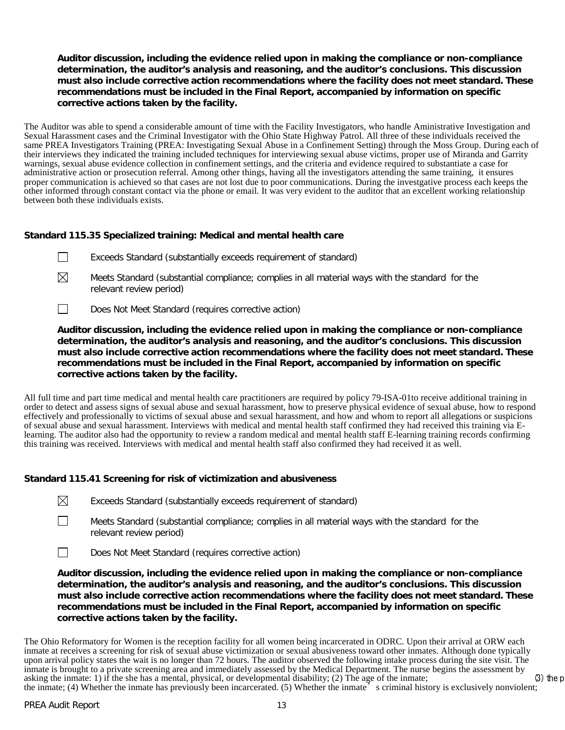**Auditor discussion, including the evidence relied upon in making the compliance or non-compliance determination, the auditor's analysis and reasoning, and the auditor's conclusions. This discussion must also include corrective action recommendations where the facility does not meet standard. These recommendations must be included in the Final Report, accompanied by information on specific corrective actions taken by the facility.**

The Auditor was able to spend a considerable amount of time with the Facility Investigators, who handle Aministrative Investigation and Sexual Harassment cases and the Criminal Investigator with the Ohio State Highway Patrol. All three of these individuals received the same PREA Investigators Training (PREA: Investigating Sexual Abuse in a Confinement Setting) through the Moss Group. During each of their interviews they indicated the training included techniques for interviewing sexual abuse victims, proper use of Miranda and Garrity warnings, sexual abuse evidence collection in confinement settings, and the criteria and evidence required to substantiate a case for administrative action or prosecution referral. Among other things, having all the investigators attending the same training, it ensures proper communication is achieved so that cases are not lost due to poor communications. During the investgative process each keeps the other informed through constant contact via the phone or email. It was very evident to the auditor that an excellent working relationship between both these individuals exists.

**Standard 115.35 Specialized training: Medical and mental health care**

☐ Exceeds Standard (substantially exceeds requirement of standard)

☒ Meets Standard (substantial compliance; complies in all material ways with the standard for the relevant review period)

☐ Does Not Meet Standard (requires corrective action)

**Auditor discussion, including the evidence relied upon in making the compliance or non-compliance determination, the auditor's analysis and reasoning, and the auditor's conclusions. This discussion must also include corrective action recommendations where the facility does not meet standard. These recommendations must be included in the Final Report, accompanied by information on specific corrective actions taken by the facility.**

All full time and part time medical and mental health care practitioners are required by policy 79-ISA-01to receive additional training in order to detect and assess signs of sexual abuse and sexual harassment, how to preserve physical evidence of sexual abuse, how to respond effectively and professionally to victims of sexual abuse and sexual harassment, and how and whom to report all allegations or suspicions of sexual abuse and sexual harassment. Interviews with medical and mental health staff confirmed they had received this training via E-learning. The auditor also had the opportunity to review a random medical and mental health staff E-learning training records confirming this training was received. Interviews with medical and mental health staff also confirmed they had received it as well.

**Standard 115.41 Screening for risk of victimization and abusiveness**

☒ Exceeds Standard (substantially exceeds requirement of standard)

☐ Meets Standard (substantial compliance; complies in all material ways with the standard for the relevant review period)

☐ Does Not Meet Standard (requires corrective action)

**Auditor discussion, including the evidence relied upon in making the compliance or non-compliance determination, the auditor's analysis and reasoning, and the auditor's conclusions. This discussion must also include corrective action recommendations where the facility does not meet standard. These recommendations must be included in the Final Report, accompanied by information on specific corrective actions taken by the facility.**

The Ohio Reformatory for Women is the reception facility for all women being incarcerated in ODRC. Upon their arrival at ORW each inmate at receives a screening for risk of sexual abuse victimization or sexual abusiveness toward other inmates. Although done typically upon arrival policy states the wait is no longer than 72 hours. The auditor observed the following intake process during the site visit. The inmate is brought to a private screening area and immediately assessed by the Medical Department. The nurse begins the assessment by asking the inmate: 1) if the she has a mental, physical, or developmental disability; (2) The age of the inmate; (3) the p the inmate; (4) Whether the inmate has previously been incarcerated. (5) Whether the inmate's criminal history is exclusively nonviolent;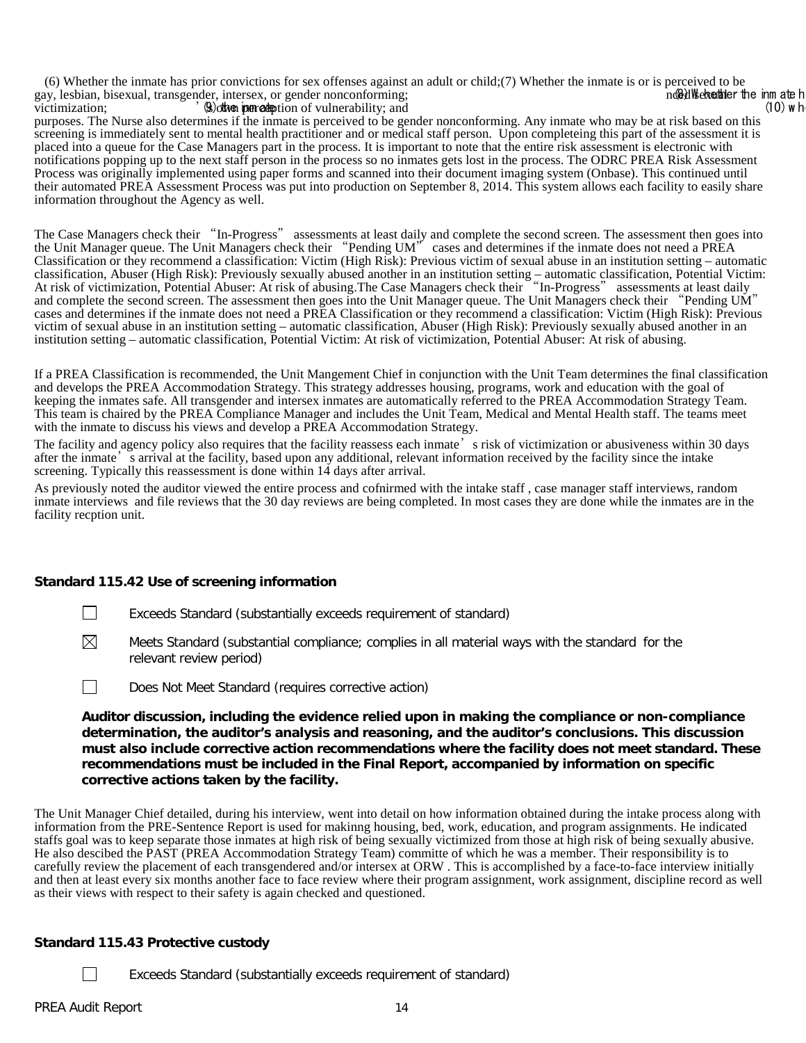(6) Whether the inmate has prior convictions for sex offenses against an adult or child;(7) Whether the inmate is or is perceived to be gay, lesbian, bisexual, transgender, intersex, or gender nonconforming; (8) Whether the inmate h victimization; (9) The inmate's own perception of vulnerability; and (10) wh purposes. The Nurse also determines if the inmate is perceived to be gender nonconforming. Any inmate who may be at risk based on this screening is immediately sent to mental health practitioner and or medical staff person. Upon completeing this part of the assessment it is placed into a queue for the Case Managers part in the process. It is important to note that the entire risk assessment is electronic with notifications popping up to the next staff person in the process so no inmates gets lost in the process. The ODRC PREA Risk Assessment Process was originally implemented using paper forms and scanned into their document imaging system (Onbase). This continued until their automated PREA Assessment Process was put into production on September 8, 2014. This system allows each facility to easily share information throughout the Agency as well.

The Case Managers check their "In-Progress" assessments at least daily and complete the second screen. The assessment then goes into the Unit Manager queue. The Unit Managers check their "Pending UM" cases and determines if the inmate does not need a PREA Classification or they recommend a classification: Victim (High Risk): Previous victim of sexual abuse in an institution setting – automatic classification, Abuser (High Risk): Previously sexually abused another in an institution setting – automatic classification, Potential Victim: At risk of victimization, Potential Abuser: At risk of abusing.The Case Managers check their "In-Progress" assessments at least daily and complete the second screen. The assessment then goes into the Unit Manager queue. The Unit Managers check their "Pending UM" cases and determines if the inmate does not need a PREA Classification or they recommend a classification: Victim (High Risk): Previous victim of sexual abuse in an institution setting – automatic classification, Abuser (High Risk): Previously sexually abused another in an institution setting – automatic classification, Potential Victim: At risk of victimization, Potential Abuser: At risk of abusing.

If a PREA Classification is recommended, the Unit Mangement Chief in conjunction with the Unit Team determines the final classification and develops the PREA Accommodation Strategy. This strategy addresses housing, programs, work and education with the goal of keeping the inmates safe. All transgender and intersex inmates are automatically referred to the PREA Accommodation Strategy Team. This team is chaired by the PREA Compliance Manager and includes the Unit Team, Medical and Mental Health staff. The teams meet with the inmate to discuss his views and develop a PREA Accommodation Strategy.

The facility and agency policy also requires that the facility reassess each inmate's risk of victimization or abusiveness within 30 days after the inmate's arrival at the facility, based upon any additional, relevant information received by the facility since the intake screening. Typically this reassessment is done within 14 days after arrival.

As previously noted the auditor viewed the entire process and cofnirmed with the intake staff , case manager staff interviews, random inmate interviews and file reviews that the 30 day reviews are being completed. In most cases they are done while the inmates are in the facility recption unit.

**Standard 115.42 Use of screening information**

☐ Exceeds Standard (substantially exceeds requirement of standard)

☒ Meets Standard (substantial compliance; complies in all material ways with the standard for the relevant review period)

☐ Does Not Meet Standard (requires corrective action)

**Auditor discussion, including the evidence relied upon in making the compliance or non-compliance determination, the auditor's analysis and reasoning, and the auditor's conclusions. This discussion must also include corrective action recommendations where the facility does not meet standard. These recommendations must be included in the Final Report, accompanied by information on specific corrective actions taken by the facility.**

The Unit Manager Chief detailed, during his interview, went into detail on how information obtained during the intake process along with information from the PRE-Sentence Report is used for makinng housing, bed, work, education, and program assignments. He indicated staffs goal was to keep separate those inmates at high risk of being sexually victimized from those at high risk of being sexually abusive. He also descibed the PAST (PREA Accommodation Strategy Team) committe of which he was a member. Their responsibility is to carefully review the placement of each transgendered and/or intersex at ORW . This is accomplished by a face-to-face interview initially and then at least every six months another face to face review where their program assignment, work assignment, discipline record as well as their views with respect to their safety is again checked and questioned.

**Standard 115.43 Protective custody**

☐ Exceeds Standard (substantially exceeds requirement of standard)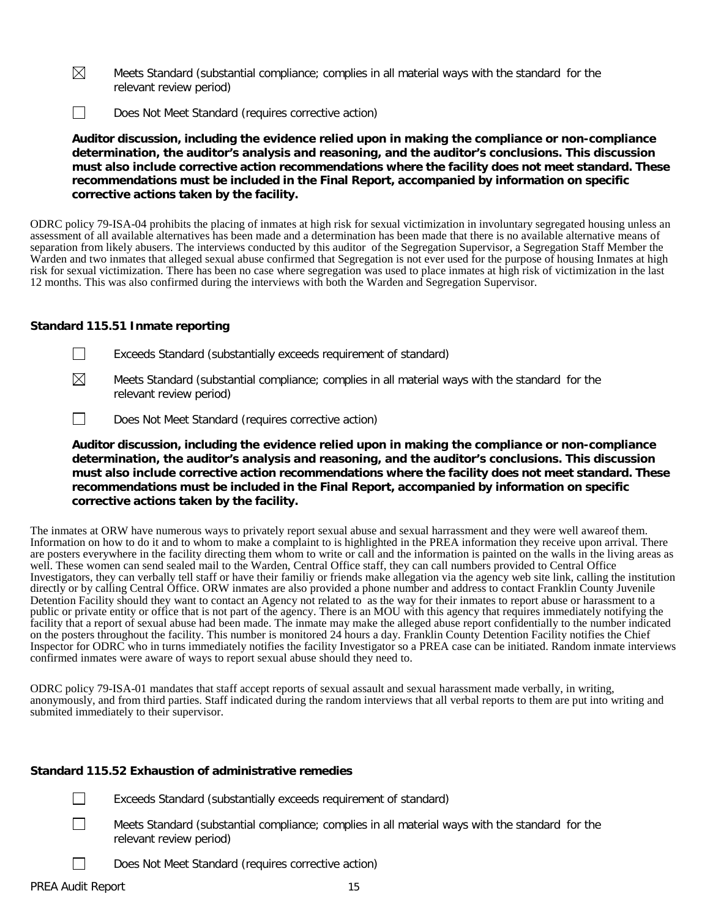☒ Meets Standard (substantial compliance; complies in all material ways with the standard for the relevant review period)

☐ Does Not Meet Standard (requires corrective action)

**Auditor discussion, including the evidence relied upon in making the compliance or non-compliance determination, the auditor's analysis and reasoning, and the auditor's conclusions. This discussion must also include corrective action recommendations where the facility does not meet standard. These recommendations must be included in the Final Report, accompanied by information on specific corrective actions taken by the facility.**

ODRC policy 79-ISA-04 prohibits the placing of inmates at high risk for sexual victimization in involuntary segregated housing unless an assessment of all available alternatives has been made and a determination has been made that there is no available alternative means of separation from likely abusers. The interviews conducted by this auditor of the Segregation Supervisor, a Segregation Staff Member the Warden and two inmates that alleged sexual abuse confirmed that Segregation is not ever used for the purpose of housing Inmates at high risk for sexual victimization. There has been no case where segregation was used to place inmates at high risk of victimization in the last 12 months. This was also confirmed during the interviews with both the Warden and Segregation Supervisor.

### Standard 115.51 Inmate reporting

☐ Exceeds Standard (substantially exceeds requirement of standard)

☒ Meets Standard (substantial compliance; complies in all material ways with the standard for the relevant review period)

☐ Does Not Meet Standard (requires corrective action)

**Auditor discussion, including the evidence relied upon in making the compliance or non-compliance determination, the auditor's analysis and reasoning, and the auditor's conclusions. This discussion must also include corrective action recommendations where the facility does not meet standard. These recommendations must be included in the Final Report, accompanied by information on specific corrective actions taken by the facility.**

The inmates at ORW have numerous ways to privately report sexual abuse and sexual harrassment and they were well awareof them. Information on how to do it and to whom to make a complaint to is highlighted in the PREA information they receive upon arrival. There are posters everywhere in the facility directing them whom to write or call and the information is painted on the walls in the living areas as well. These women can send sealed mail to the Warden, Central Office staff, they can call numbers provided to Central Office Investigators, they can verbally tell staff or have their familiy or friends make allegation via the agency web site link, calling the institution directly or by calling Central Office. ORW inmates are also provided a phone number and address to contact Franklin County Juvenile Detention Facility should they want to contact an Agency not related to as the way for their inmates to report abuse or harassment to a public or private entity or office that is not part of the agency. There is an MOU with this agency that requires immediately notifying the facility that a report of sexual abuse had been made. The inmate may make the alleged abuse report confidentially to the number indicated on the posters throughout the facility. This number is monitored 24 hours a day. Franklin County Detention Facility notifies the Chief Inspector for ODRC who in turns immediately notifies the facility Investigator so a PREA case can be initiated. Random inmate interviews confirmed inmates were aware of ways to report sexual abuse should they need to.

ODRC policy 79-ISA-01 mandates that staff accept reports of sexual assault and sexual harassment made verbally, in writing, anonymously, and from third parties. Staff indicated during the random interviews that all verbal reports to them are put into writing and submited immediately to their supervisor.

### Standard 115.52 Exhaustion of administrative remedies

☐ Exceeds Standard (substantially exceeds requirement of standard)

☐ Meets Standard (substantial compliance; complies in all material ways with the standard for the relevant review period)

☐ Does Not Meet Standard (requires corrective action)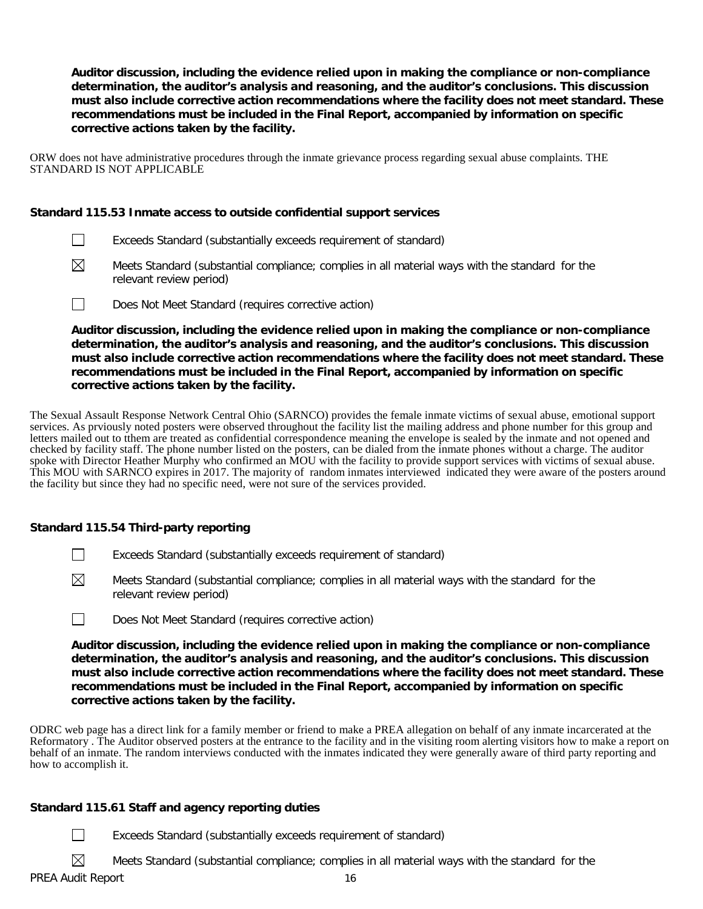**Auditor discussion, including the evidence relied upon in making the compliance or non-compliance determination, the auditor's analysis and reasoning, and the auditor's conclusions. This discussion must also include corrective action recommendations where the facility does not meet standard. These recommendations must be included in the Final Report, accompanied by information on specific corrective actions taken by the facility.**

ORW does not have administrative procedures through the inmate grievance process regarding sexual abuse complaints. THE STANDARD IS NOT APPLICABLE

**Standard 115.53 Inmate access to outside confidential support services**

☐ Exceeds Standard (substantially exceeds requirement of standard)

☒ Meets Standard (substantial compliance; complies in all material ways with the standard for the relevant review period)

☐ Does Not Meet Standard (requires corrective action)

**Auditor discussion, including the evidence relied upon in making the compliance or non-compliance determination, the auditor's analysis and reasoning, and the auditor's conclusions. This discussion must also include corrective action recommendations where the facility does not meet standard. These recommendations must be included in the Final Report, accompanied by information on specific corrective actions taken by the facility.**

The Sexual Assault Response Network Central Ohio (SARNCO) provides the female inmate victims of sexual abuse, emotional support services. As prviously noted posters were observed throughout the facility list the mailing address and phone number for this group and letters mailed out to tthem are treated as confidential correspondence meaning the envelope is sealed by the inmate and not opened and checked by facility staff. The phone number listed on the posters, can be dialed from the inmate phones without a charge. The auditor spoke with Director Heather Murphy who confirmed an MOU with the facility to provide support services with victims of sexual abuse. This MOU with SARNCO expires in 2017. The majority of random inmates interviewed indicated they were aware of the posters around the facility but since they had no specific need, were not sure of the services provided.

**Standard 115.54 Third-party reporting**

☐ Exceeds Standard (substantially exceeds requirement of standard)

☒ Meets Standard (substantial compliance; complies in all material ways with the standard for the relevant review period)

☐ Does Not Meet Standard (requires corrective action)

**Auditor discussion, including the evidence relied upon in making the compliance or non-compliance determination, the auditor's analysis and reasoning, and the auditor's conclusions. This discussion must also include corrective action recommendations where the facility does not meet standard. These recommendations must be included in the Final Report, accompanied by information on specific corrective actions taken by the facility.**

ODRC web page has a direct link for a family member or friend to make a PREA allegation on behalf of any inmate incarcerated at the Reformatory . The Auditor observed posters at the entrance to the facility and in the visiting room alerting visitors how to make a report on behalf of an inmate. The random interviews conducted with the inmates indicated they were generally aware of third party reporting and how to accomplish it.

**Standard 115.61 Staff and agency reporting duties**

☐ Exceeds Standard (substantially exceeds requirement of standard)

☒ Meets Standard (substantial compliance; complies in all material ways with the standard for the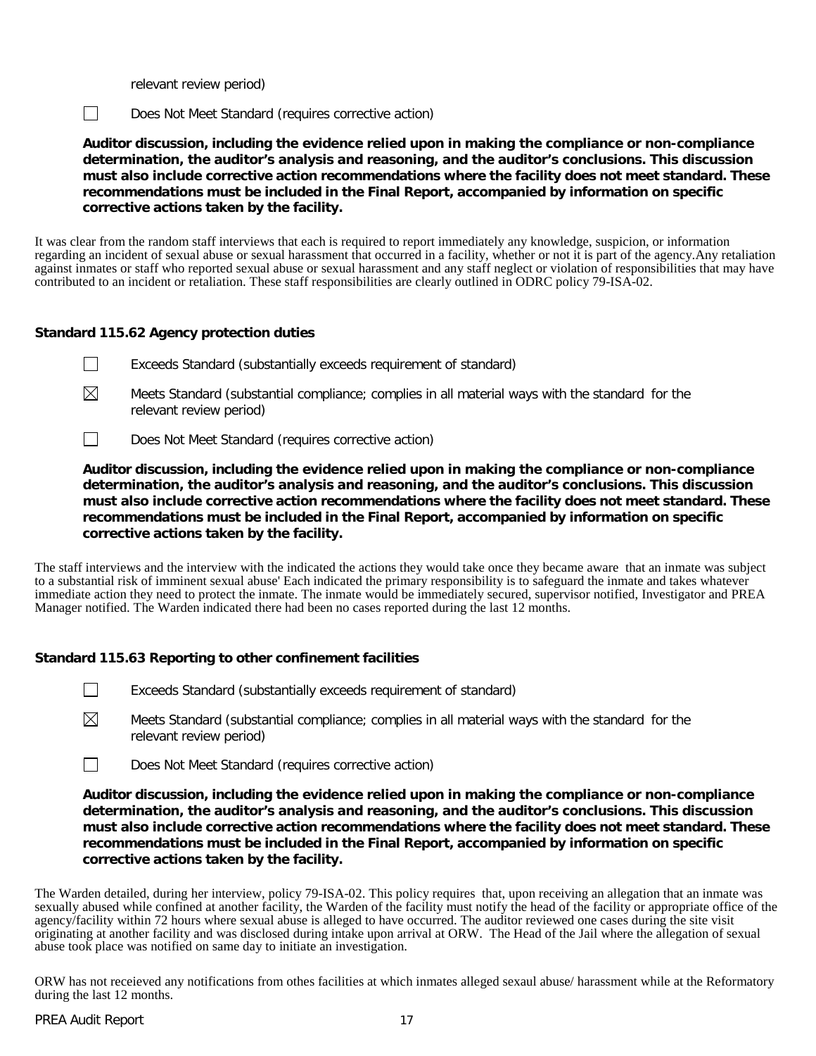relevant review period)

☐ Does Not Meet Standard (requires corrective action)

**Auditor discussion, including the evidence relied upon in making the compliance or non-compliance determination, the auditor's analysis and reasoning, and the auditor's conclusions. This discussion must also include corrective action recommendations where the facility does not meet standard. These recommendations must be included in the Final Report, accompanied by information on specific corrective actions taken by the facility.**

It was clear from the random staff interviews that each is required to report immediately any knowledge, suspicion, or information regarding an incident of sexual abuse or sexual harassment that occurred in a facility, whether or not it is part of the agency.Any retaliation against inmates or staff who reported sexual abuse or sexual harassment and any staff neglect or violation of responsibilities that may have contributed to an incident or retaliation. These staff responsibilities are clearly outlined in ODRC policy 79-ISA-02.

**Standard 115.62 Agency protection duties**

☐ Exceeds Standard (substantially exceeds requirement of standard)

☒ Meets Standard (substantial compliance; complies in all material ways with the standard for the relevant review period)

☐ Does Not Meet Standard (requires corrective action)

**Auditor discussion, including the evidence relied upon in making the compliance or non-compliance determination, the auditor's analysis and reasoning, and the auditor's conclusions. This discussion must also include corrective action recommendations where the facility does not meet standard. These recommendations must be included in the Final Report, accompanied by information on specific corrective actions taken by the facility.**

The staff interviews and the interview with the indicated the actions they would take once they became aware that an inmate was subject to a substantial risk of imminent sexual abuse' Each indicated the primary responsibility is to safeguard the inmate and takes whatever immediate action they need to protect the inmate. The inmate would be immediately secured, supervisor notified, Investigator and PREA Manager notified. The Warden indicated there had been no cases reported during the last 12 months.

**Standard 115.63 Reporting to other confinement facilities**

☐ Exceeds Standard (substantially exceeds requirement of standard)

☒ Meets Standard (substantial compliance; complies in all material ways with the standard for the relevant review period)

☐ Does Not Meet Standard (requires corrective action)

**Auditor discussion, including the evidence relied upon in making the compliance or non-compliance determination, the auditor's analysis and reasoning, and the auditor's conclusions. This discussion must also include corrective action recommendations where the facility does not meet standard. These recommendations must be included in the Final Report, accompanied by information on specific corrective actions taken by the facility.**

The Warden detailed, during her interview, policy 79-ISA-02. This policy requires that, upon receiving an allegation that an inmate was sexually abused while confined at another facility, the Warden of the facility must notify the head of the facility or appropriate office of the agency/facility within 72 hours where sexual abuse is alleged to have occurred. The auditor reviewed one cases during the site visit originating at another facility and was disclosed during intake upon arrival at ORW. The Head of the Jail where the allegation of sexual abuse took place was notified on same day to initiate an investigation.

ORW has not receieved any notifications from othes facilities at which inmates alleged sexaul abuse/ harassment while at the Reformatory during the last 12 months.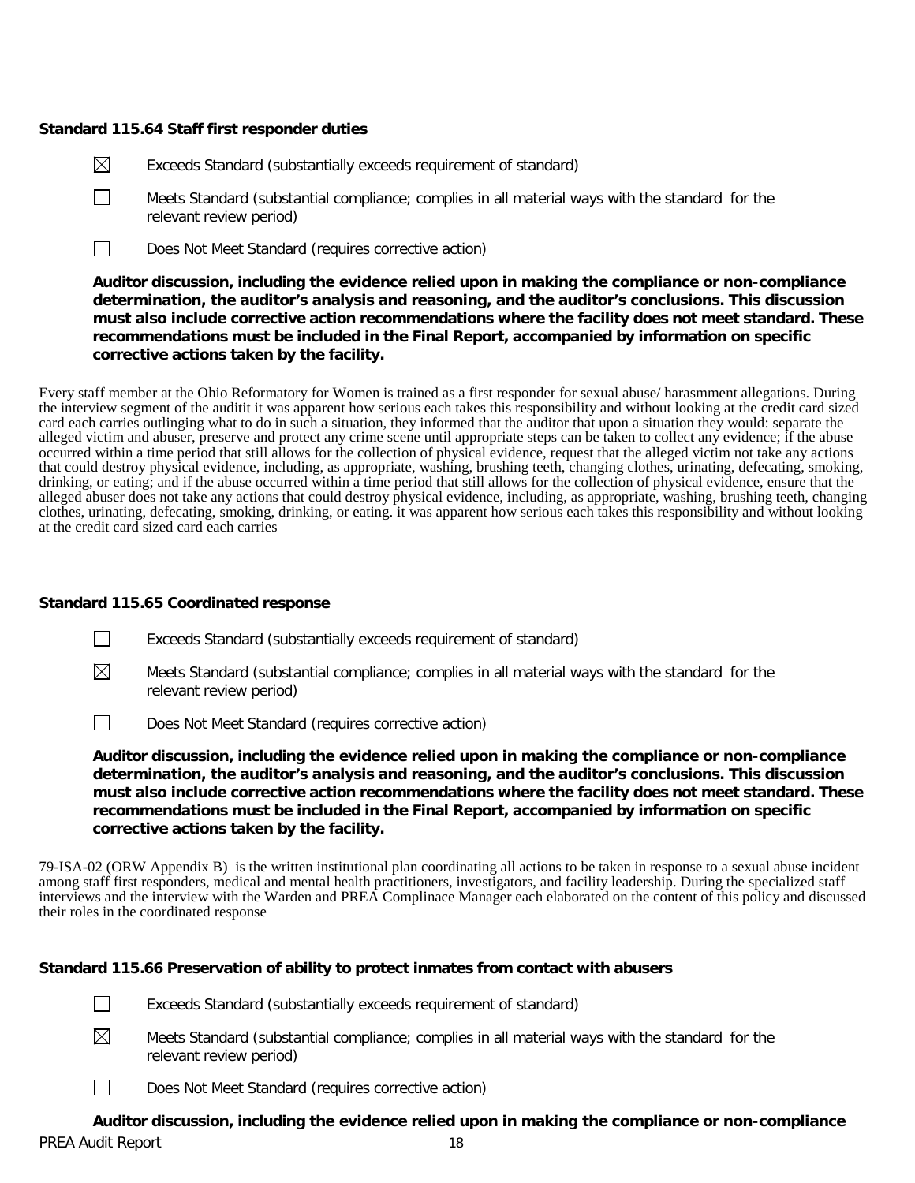**Standard 115.64 Staff first responder duties**

☒ Exceeds Standard (substantially exceeds requirement of standard)

☐ Meets Standard (substantial compliance; complies in all material ways with the standard for the relevant review period)

☐ Does Not Meet Standard (requires corrective action)

**Auditor discussion, including the evidence relied upon in making the compliance or non-compliance determination, the auditor's analysis and reasoning, and the auditor's conclusions. This discussion must also include corrective action recommendations where the facility does not meet standard. These recommendations must be included in the Final Report, accompanied by information on specific corrective actions taken by the facility.**

Every staff member at the Ohio Reformatory for Women is trained as a first responder for sexual abuse/ harasmment allegations. During the interview segment of the auditit it was apparent how serious each takes this responsibility and without looking at the credit card sized card each carries outlinging what to do in such a situation, they informed that the auditor that upon a situation they would: separate the alleged victim and abuser, preserve and protect any crime scene until appropriate steps can be taken to collect any evidence; if the abuse occurred within a time period that still allows for the collection of physical evidence, request that the alleged victim not take any actions that could destroy physical evidence, including, as appropriate, washing, brushing teeth, changing clothes, urinating, defecating, smoking, drinking, or eating; and if the abuse occurred within a time period that still allows for the collection of physical evidence, ensure that the alleged abuser does not take any actions that could destroy physical evidence, including, as appropriate, washing, brushing teeth, changing clothes, urinating, defecating, smoking, drinking, or eating. it was apparent how serious each takes this responsibility and without looking at the credit card sized card each carries

**Standard 115.65 Coordinated response**

☐ Exceeds Standard (substantially exceeds requirement of standard)

☒ Meets Standard (substantial compliance; complies in all material ways with the standard for the relevant review period)

☐ Does Not Meet Standard (requires corrective action)

**Auditor discussion, including the evidence relied upon in making the compliance or non-compliance determination, the auditor's analysis and reasoning, and the auditor's conclusions. This discussion must also include corrective action recommendations where the facility does not meet standard. These recommendations must be included in the Final Report, accompanied by information on specific corrective actions taken by the facility.**

79-ISA-02 (ORW Appendix B) is the written institutional plan coordinating all actions to be taken in response to a sexual abuse incident among staff first responders, medical and mental health practitioners, investigators, and facility leadership. During the specialized staff interviews and the interview with the Warden and PREA Complinace Manager each elaborated on the content of this policy and discussed their roles in the coordinated response

**Standard 115.66 Preservation of ability to protect inmates from contact with abusers**

☐ Exceeds Standard (substantially exceeds requirement of standard)

☒ Meets Standard (substantial compliance; complies in all material ways with the standard for the relevant review period)

☐ Does Not Meet Standard (requires corrective action)

**Auditor discussion, including the evidence relied upon in making the compliance or non-compliance**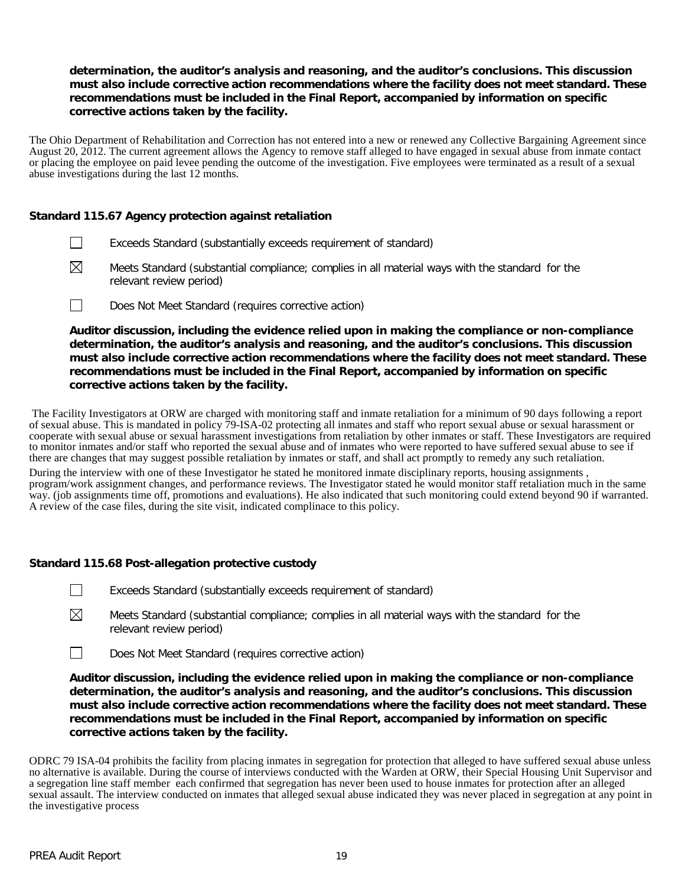**determination, the auditor's analysis and reasoning, and the auditor's conclusions. This discussion must also include corrective action recommendations where the facility does not meet standard. These recommendations must be included in the Final Report, accompanied by information on specific corrective actions taken by the facility.**

The Ohio Department of Rehabilitation and Correction has not entered into a new or renewed any Collective Bargaining Agreement since August 20, 2012. The current agreement allows the Agency to remove staff alleged to have engaged in sexual abuse from inmate contact or placing the employee on paid levee pending the outcome of the investigation. Five employees were terminated as a result of a sexual abuse investigations during the last 12 months.

### Standard 115.67 Agency protection against retaliation

☐ Exceeds Standard (substantially exceeds requirement of standard)

☒ Meets Standard (substantial compliance; complies in all material ways with the standard for the relevant review period)

☐ Does Not Meet Standard (requires corrective action)

**Auditor discussion, including the evidence relied upon in making the compliance or non-compliance determination, the auditor's analysis and reasoning, and the auditor's conclusions. This discussion must also include corrective action recommendations where the facility does not meet standard. These recommendations must be included in the Final Report, accompanied by information on specific corrective actions taken by the facility.**

The Facility Investigators at ORW are charged with monitoring staff and inmate retaliation for a minimum of 90 days following a report of sexual abuse. This is mandated in policy 79-ISA-02 protecting all inmates and staff who report sexual abuse or sexual harassment or cooperate with sexual abuse or sexual harassment investigations from retaliation by other inmates or staff. These Investigators are required to monitor inmates and/or staff who reported the sexual abuse and of inmates who were reported to have suffered sexual abuse to see if there are changes that may suggest possible retaliation by inmates or staff, and shall act promptly to remedy any such retaliation.

During the interview with one of these Investigator he stated he monitored inmate disciplinary reports, housing assignments , program/work assignment changes, and performance reviews. The Investigator stated he would monitor staff retaliation much in the same way. (job assignments time off, promotions and evaluations). He also indicated that such monitoring could extend beyond 90 if warranted. A review of the case files, during the site visit, indicated complinace to this policy.

### Standard 115.68 Post-allegation protective custody

☐ Exceeds Standard (substantially exceeds requirement of standard)

☒ Meets Standard (substantial compliance; complies in all material ways with the standard for the relevant review period)

☐ Does Not Meet Standard (requires corrective action)

**Auditor discussion, including the evidence relied upon in making the compliance or non-compliance determination, the auditor's analysis and reasoning, and the auditor's conclusions. This discussion must also include corrective action recommendations where the facility does not meet standard. These recommendations must be included in the Final Report, accompanied by information on specific corrective actions taken by the facility.**

ODRC 79 ISA-04 prohibits the facility from placing inmates in segregation for protection that alleged to have suffered sexual abuse unless no alternative is available. During the course of interviews conducted with the Warden at ORW, their Special Housing Unit Supervisor and a segregation line staff member each confirmed that segregation has never been used to house inmates for protection after an alleged sexual assault. The interview conducted on inmates that alleged sexual abuse indicated they was never placed in segregation at any point in the investigative process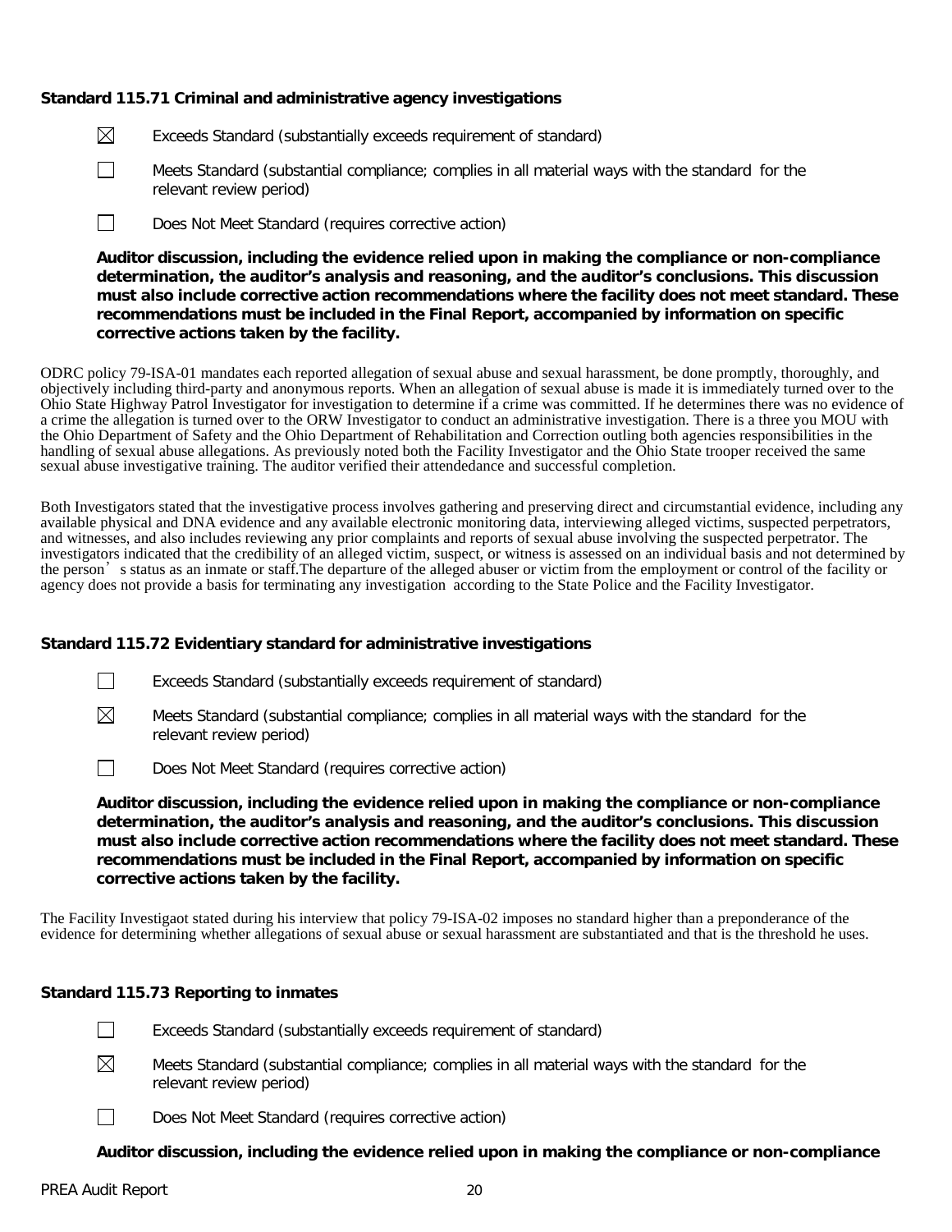**Standard 115.71 Criminal and administrative agency investigations**

☒ Exceeds Standard (substantially exceeds requirement of standard)

☐ Meets Standard (substantial compliance; complies in all material ways with the standard for the relevant review period)

☐ Does Not Meet Standard (requires corrective action)

**Auditor discussion, including the evidence relied upon in making the compliance or non-compliance determination, the auditor's analysis and reasoning, and the auditor's conclusions. This discussion must also include corrective action recommendations where the facility does not meet standard. These recommendations must be included in the Final Report, accompanied by information on specific corrective actions taken by the facility.**

ODRC policy 79-ISA-01 mandates each reported allegation of sexual abuse and sexual harassment, be done promptly, thoroughly, and objectively including third-party and anonymous reports. When an allegation of sexual abuse is made it is immediately turned over to the Ohio State Highway Patrol Investigator for investigation to determine if a crime was committed. If he determines there was no evidence of a crime the allegation is turned over to the ORW Investigator to conduct an administrative investigation. There is a three you MOU with the Ohio Department of Safety and the Ohio Department of Rehabilitation and Correction outling both agencies responsibilities in the handling of sexual abuse allegations. As previously noted both the Facility Investigator and the Ohio State trooper received the same sexual abuse investigative training. The auditor verified their attendedance and successful completion.

Both Investigators stated that the investigative process involves gathering and preserving direct and circumstantial evidence, including any available physical and DNA evidence and any available electronic monitoring data, interviewing alleged victims, suspected perpetrators, and witnesses, and also includes reviewing any prior complaints and reports of sexual abuse involving the suspected perpetrator. The investigators indicated that the credibility of an alleged victim, suspect, or witness is assessed on an individual basis and not determined by the person's status as an inmate or staff.The departure of the alleged abuser or victim from the employment or control of the facility or agency does not provide a basis for terminating any investigation according to the State Police and the Facility Investigator.

**Standard 115.72 Evidentiary standard for administrative investigations**

☐ Exceeds Standard (substantially exceeds requirement of standard)

☒ Meets Standard (substantial compliance; complies in all material ways with the standard for the relevant review period)

☐ Does Not Meet Standard (requires corrective action)

**Auditor discussion, including the evidence relied upon in making the compliance or non-compliance determination, the auditor's analysis and reasoning, and the auditor's conclusions. This discussion must also include corrective action recommendations where the facility does not meet standard. These recommendations must be included in the Final Report, accompanied by information on specific corrective actions taken by the facility.**

The Facility Investigaot stated during his interview that policy 79-ISA-02 imposes no standard higher than a preponderance of the evidence for determining whether allegations of sexual abuse or sexual harassment are substantiated and that is the threshold he uses.

**Standard 115.73 Reporting to inmates**

☐ Exceeds Standard (substantially exceeds requirement of standard)

☒ Meets Standard (substantial compliance; complies in all material ways with the standard for the relevant review period)

☐ Does Not Meet Standard (requires corrective action)

**Auditor discussion, including the evidence relied upon in making the compliance or non-compliance**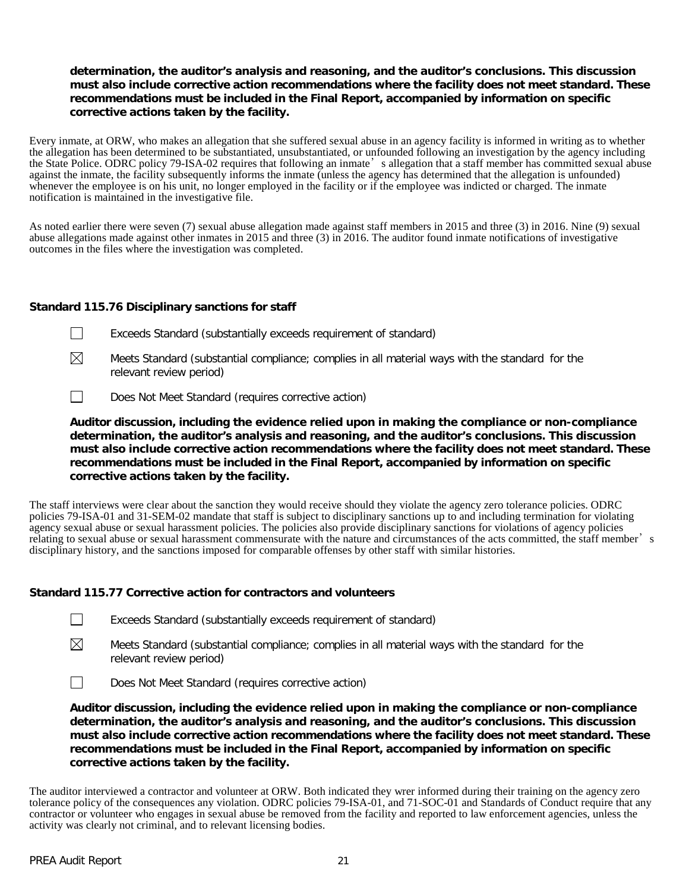**determination, the auditor's analysis and reasoning, and the auditor's conclusions. This discussion must also include corrective action recommendations where the facility does not meet standard. These recommendations must be included in the Final Report, accompanied by information on specific corrective actions taken by the facility.**

Every inmate, at ORW, who makes an allegation that she suffered sexual abuse in an agency facility is informed in writing as to whether the allegation has been determined to be substantiated, unsubstantiated, or unfounded following an investigation by the agency including the State Police. ODRC policy 79-ISA-02 requires that following an inmate's allegation that a staff member has committed sexual abuse against the inmate, the facility subsequently informs the inmate (unless the agency has determined that the allegation is unfounded) whenever the employee is on his unit, no longer employed in the facility or if the employee was indicted or charged. The inmate notification is maintained in the investigative file.

As noted earlier there were seven (7) sexual abuse allegation made against staff members in 2015 and three (3) in 2016. Nine (9) sexual abuse allegations made against other inmates in 2015 and three (3) in 2016. The auditor found inmate notifications of investigative outcomes in the files where the investigation was completed.

**Standard 115.76 Disciplinary sanctions for staff**

☐ Exceeds Standard (substantially exceeds requirement of standard)

☒ Meets Standard (substantial compliance; complies in all material ways with the standard for the relevant review period)

☐ Does Not Meet Standard (requires corrective action)

**Auditor discussion, including the evidence relied upon in making the compliance or non-compliance determination, the auditor's analysis and reasoning, and the auditor's conclusions. This discussion must also include corrective action recommendations where the facility does not meet standard. These recommendations must be included in the Final Report, accompanied by information on specific corrective actions taken by the facility.**

The staff interviews were clear about the sanction they would receive should they violate the agency zero tolerance policies. ODRC policies 79-ISA-01 and 31-SEM-02 mandate that staff is subject to disciplinary sanctions up to and including termination for violating agency sexual abuse or sexual harassment policies. The policies also provide disciplinary sanctions for violations of agency policies relating to sexual abuse or sexual harassment commensurate with the nature and circumstances of the acts committed, the staff member's disciplinary history, and the sanctions imposed for comparable offenses by other staff with similar histories.

**Standard 115.77 Corrective action for contractors and volunteers**

☐ Exceeds Standard (substantially exceeds requirement of standard)

☒ Meets Standard (substantial compliance; complies in all material ways with the standard for the relevant review period)

☐ Does Not Meet Standard (requires corrective action)

**Auditor discussion, including the evidence relied upon in making the compliance or non-compliance determination, the auditor's analysis and reasoning, and the auditor's conclusions. This discussion must also include corrective action recommendations where the facility does not meet standard. These recommendations must be included in the Final Report, accompanied by information on specific corrective actions taken by the facility.**

The auditor interviewed a contractor and volunteer at ORW. Both indicated they wrer informed during their training on the agency zero tolerance policy of the consequences any violation. ODRC policies 79-ISA-01, and 71-SOC-01 and Standards of Conduct require that any contractor or volunteer who engages in sexual abuse be removed from the facility and reported to law enforcement agencies, unless the activity was clearly not criminal, and to relevant licensing bodies.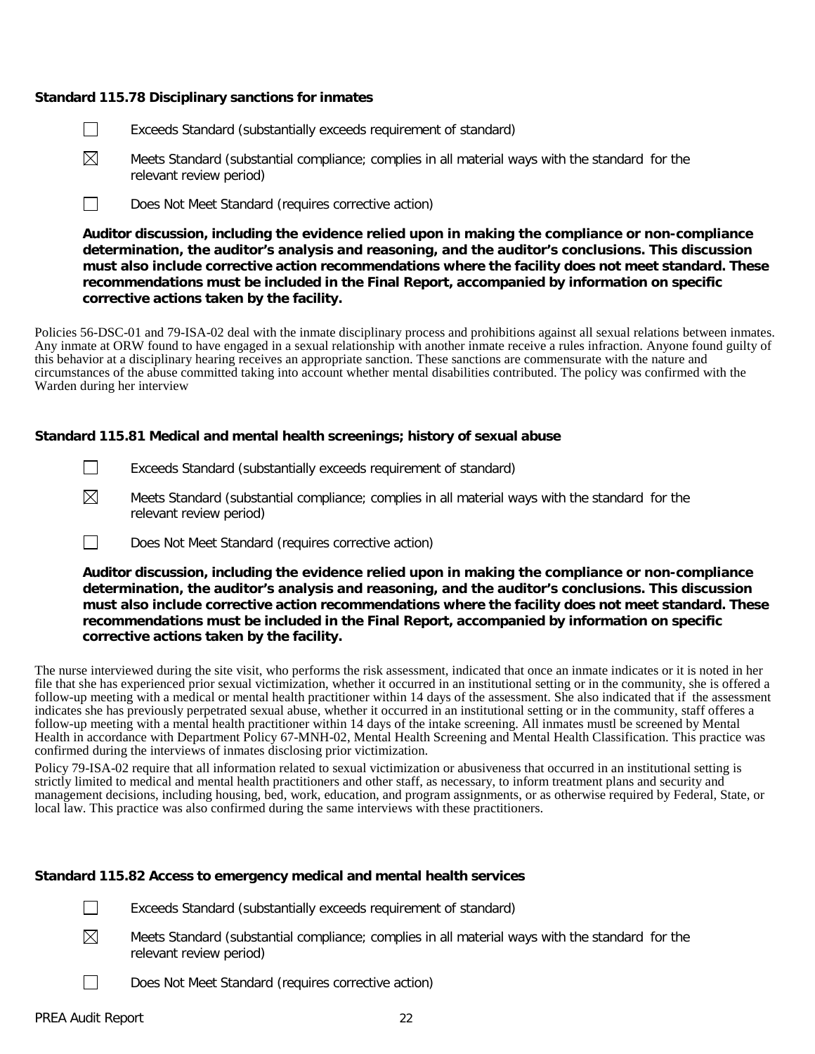**Standard 115.78 Disciplinary sanctions for inmates**

☐ Exceeds Standard (substantially exceeds requirement of standard)

☒ Meets Standard (substantial compliance; complies in all material ways with the standard for the relevant review period)

☐ Does Not Meet Standard (requires corrective action)

**Auditor discussion, including the evidence relied upon in making the compliance or non-compliance determination, the auditor's analysis and reasoning, and the auditor's conclusions. This discussion must also include corrective action recommendations where the facility does not meet standard. These recommendations must be included in the Final Report, accompanied by information on specific corrective actions taken by the facility.**

Policies 56-DSC-01 and 79-ISA-02 deal with the inmate disciplinary process and prohibitions against all sexual relations between inmates. Any inmate at ORW found to have engaged in a sexual relationship with another inmate receive a rules infraction. Anyone found guilty of this behavior at a disciplinary hearing receives an appropriate sanction. These sanctions are commensurate with the nature and circumstances of the abuse committed taking into account whether mental disabilities contributed. The policy was confirmed with the Warden during her interview

**Standard 115.81 Medical and mental health screenings; history of sexual abuse**

☐ Exceeds Standard (substantially exceeds requirement of standard)

☒ Meets Standard (substantial compliance; complies in all material ways with the standard for the relevant review period)

☐ Does Not Meet Standard (requires corrective action)

**Auditor discussion, including the evidence relied upon in making the compliance or non-compliance determination, the auditor's analysis and reasoning, and the auditor's conclusions. This discussion must also include corrective action recommendations where the facility does not meet standard. These recommendations must be included in the Final Report, accompanied by information on specific corrective actions taken by the facility.**

The nurse interviewed during the site visit, who performs the risk assessment, indicated that once an inmate indicates or it is noted in her file that she has experienced prior sexual victimization, whether it occurred in an institutional setting or in the community, she is offered a follow-up meeting with a medical or mental health practitioner within 14 days of the assessment. She also indicated that if the assessment indicates she has previously perpetrated sexual abuse, whether it occurred in an institutional setting or in the community, staff offeres a follow-up meeting with a mental health practitioner within 14 days of the intake screening. All inmates mustl be screened by Mental Health in accordance with Department Policy 67-MNH-02, Mental Health Screening and Mental Health Classification. This practice was confirmed during the interviews of inmates disclosing prior victimization.

Policy 79-ISA-02 require that all information related to sexual victimization or abusiveness that occurred in an institutional setting is strictly limited to medical and mental health practitioners and other staff, as necessary, to inform treatment plans and security and management decisions, including housing, bed, work, education, and program assignments, or as otherwise required by Federal, State, or local law. This practice was also confirmed during the same interviews with these practitioners.

**Standard 115.82 Access to emergency medical and mental health services**

☐ Exceeds Standard (substantially exceeds requirement of standard)

☒ Meets Standard (substantial compliance; complies in all material ways with the standard for the relevant review period)

☐ Does Not Meet Standard (requires corrective action)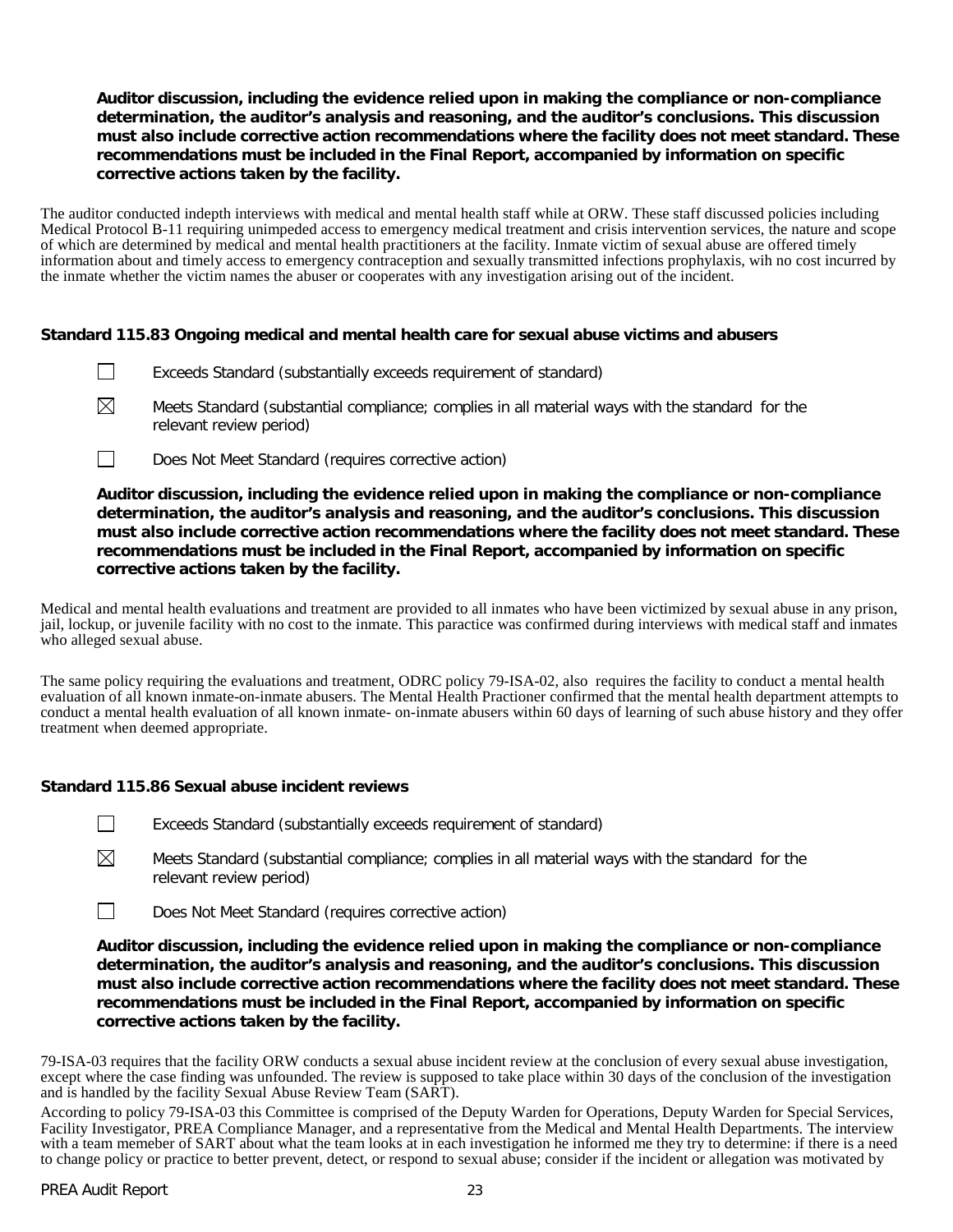**Auditor discussion, including the evidence relied upon in making the compliance or non-compliance determination, the auditor's analysis and reasoning, and the auditor's conclusions. This discussion must also include corrective action recommendations where the facility does not meet standard. These recommendations must be included in the Final Report, accompanied by information on specific corrective actions taken by the facility.**

The auditor conducted indepth interviews with medical and mental health staff while at ORW. These staff discussed policies including Medical Protocol B-11 requiring unimpeded access to emergency medical treatment and crisis intervention services, the nature and scope of which are determined by medical and mental health practitioners at the facility. Inmate victim of sexual abuse are offered timely information about and timely access to emergency contraception and sexually transmitted infections prophylaxis, wih no cost incurred by the inmate whether the victim names the abuser or cooperates with any investigation arising out of the incident.

**Standard 115.83 Ongoing medical and mental health care for sexual abuse victims and abusers**

☐ Exceeds Standard (substantially exceeds requirement of standard)

☒ Meets Standard (substantial compliance; complies in all material ways with the standard for the relevant review period)

☐ Does Not Meet Standard (requires corrective action)

**Auditor discussion, including the evidence relied upon in making the compliance or non-compliance determination, the auditor's analysis and reasoning, and the auditor's conclusions. This discussion must also include corrective action recommendations where the facility does not meet standard. These recommendations must be included in the Final Report, accompanied by information on specific corrective actions taken by the facility.**

Medical and mental health evaluations and treatment are provided to all inmates who have been victimized by sexual abuse in any prison, jail, lockup, or juvenile facility with no cost to the inmate. This paractice was confirmed during interviews with medical staff and inmates who alleged sexual abuse.

The same policy requiring the evaluations and treatment, ODRC policy 79-ISA-02, also requires the facility to conduct a mental health evaluation of all known inmate-on-inmate abusers. The Mental Health Practioner confirmed that the mental health department attempts to conduct a mental health evaluation of all known inmate- on-inmate abusers within 60 days of learning of such abuse history and they offer treatment when deemed appropriate.

**Standard 115.86 Sexual abuse incident reviews**

☐ Exceeds Standard (substantially exceeds requirement of standard)

☒ Meets Standard (substantial compliance; complies in all material ways with the standard for the relevant review period)

☐ Does Not Meet Standard (requires corrective action)

**Auditor discussion, including the evidence relied upon in making the compliance or non-compliance determination, the auditor's analysis and reasoning, and the auditor's conclusions. This discussion must also include corrective action recommendations where the facility does not meet standard. These recommendations must be included in the Final Report, accompanied by information on specific corrective actions taken by the facility.**

79-ISA-03 requires that the facility ORW conducts a sexual abuse incident review at the conclusion of every sexual abuse investigation, except where the case finding was unfounded. The review is supposed to take place within 30 days of the conclusion of the investigation and is handled by the facility Sexual Abuse Review Team (SART).

According to policy 79-ISA-03 this Committee is comprised of the Deputy Warden for Operations, Deputy Warden for Special Services, Facility Investigator, PREA Compliance Manager, and a representative from the Medical and Mental Health Departments. The interview with a team memeber of SART about what the team looks at in each investigation he informed me they try to determine: if there is a need to change policy or practice to better prevent, detect, or respond to sexual abuse; consider if the incident or allegation was motivated by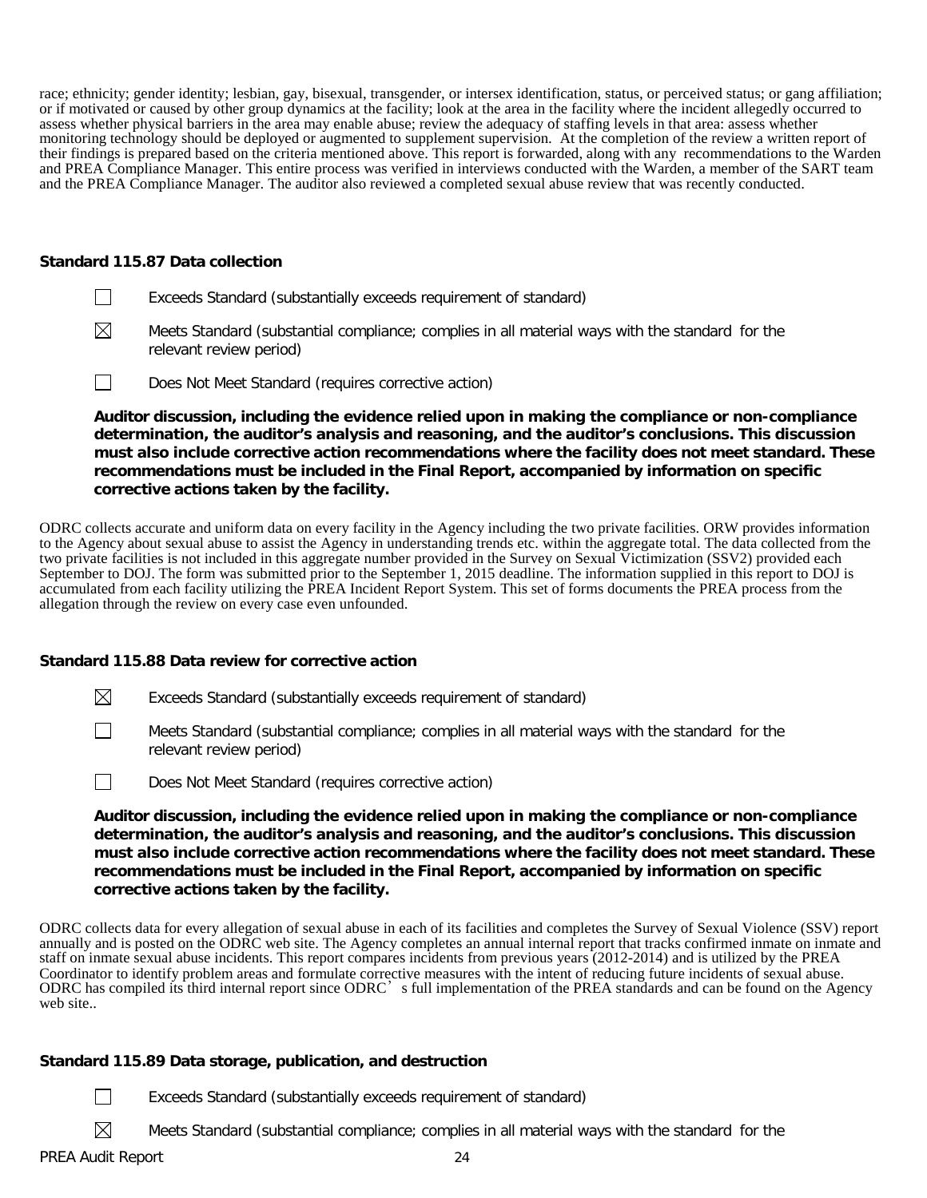race; ethnicity; gender identity; lesbian, gay, bisexual, transgender, or intersex identification, status, or perceived status; or gang affiliation; or if motivated or caused by other group dynamics at the facility; look at the area in the facility where the incident allegedly occurred to assess whether physical barriers in the area may enable abuse; review the adequacy of staffing levels in that area: assess whether monitoring technology should be deployed or augmented to supplement supervision. At the completion of the review a written report of their findings is prepared based on the criteria mentioned above. This report is forwarded, along with any recommendations to the Warden and PREA Compliance Manager. This entire process was verified in interviews conducted with the Warden, a member of the SART team and the PREA Compliance Manager. The auditor also reviewed a completed sexual abuse review that was recently conducted.

**Standard 115.87 Data collection**

☐ Exceeds Standard (substantially exceeds requirement of standard)

☒ Meets Standard (substantial compliance; complies in all material ways with the standard for the relevant review period)

☐ Does Not Meet Standard (requires corrective action)

**Auditor discussion, including the evidence relied upon in making the compliance or non-compliance determination, the auditor's analysis and reasoning, and the auditor's conclusions. This discussion must also include corrective action recommendations where the facility does not meet standard. These recommendations must be included in the Final Report, accompanied by information on specific corrective actions taken by the facility.**

ODRC collects accurate and uniform data on every facility in the Agency including the two private facilities. ORW provides information to the Agency about sexual abuse to assist the Agency in understanding trends etc. within the aggregate total. The data collected from the two private facilities is not included in this aggregate number provided in the Survey on Sexual Victimization (SSV2) provided each September to DOJ. The form was submitted prior to the September 1, 2015 deadline. The information supplied in this report to DOJ is accumulated from each facility utilizing the PREA Incident Report System. This set of forms documents the PREA process from the allegation through the review on every case even unfounded.

**Standard 115.88 Data review for corrective action**

☒ Exceeds Standard (substantially exceeds requirement of standard)

☐ Meets Standard (substantial compliance; complies in all material ways with the standard for the relevant review period)

☐ Does Not Meet Standard (requires corrective action)

**Auditor discussion, including the evidence relied upon in making the compliance or non-compliance determination, the auditor's analysis and reasoning, and the auditor's conclusions. This discussion must also include corrective action recommendations where the facility does not meet standard. These recommendations must be included in the Final Report, accompanied by information on specific corrective actions taken by the facility.**

ODRC collects data for every allegation of sexual abuse in each of its facilities and completes the Survey of Sexual Violence (SSV) report annually and is posted on the ODRC web site. The Agency completes an annual internal report that tracks confirmed inmate on inmate and staff on inmate sexual abuse incidents. This report compares incidents from previous years (2012-2014) and is utilized by the PREA Coordinator to identify problem areas and formulate corrective measures with the intent of reducing future incidents of sexual abuse. ODRC has compiled its third internal report since ODRC's full implementation of the PREA standards and can be found on the Agency web site..

**Standard 115.89 Data storage, publication, and destruction**

☐ Exceeds Standard (substantially exceeds requirement of standard)

☒ Meets Standard (substantial compliance; complies in all material ways with the standard for the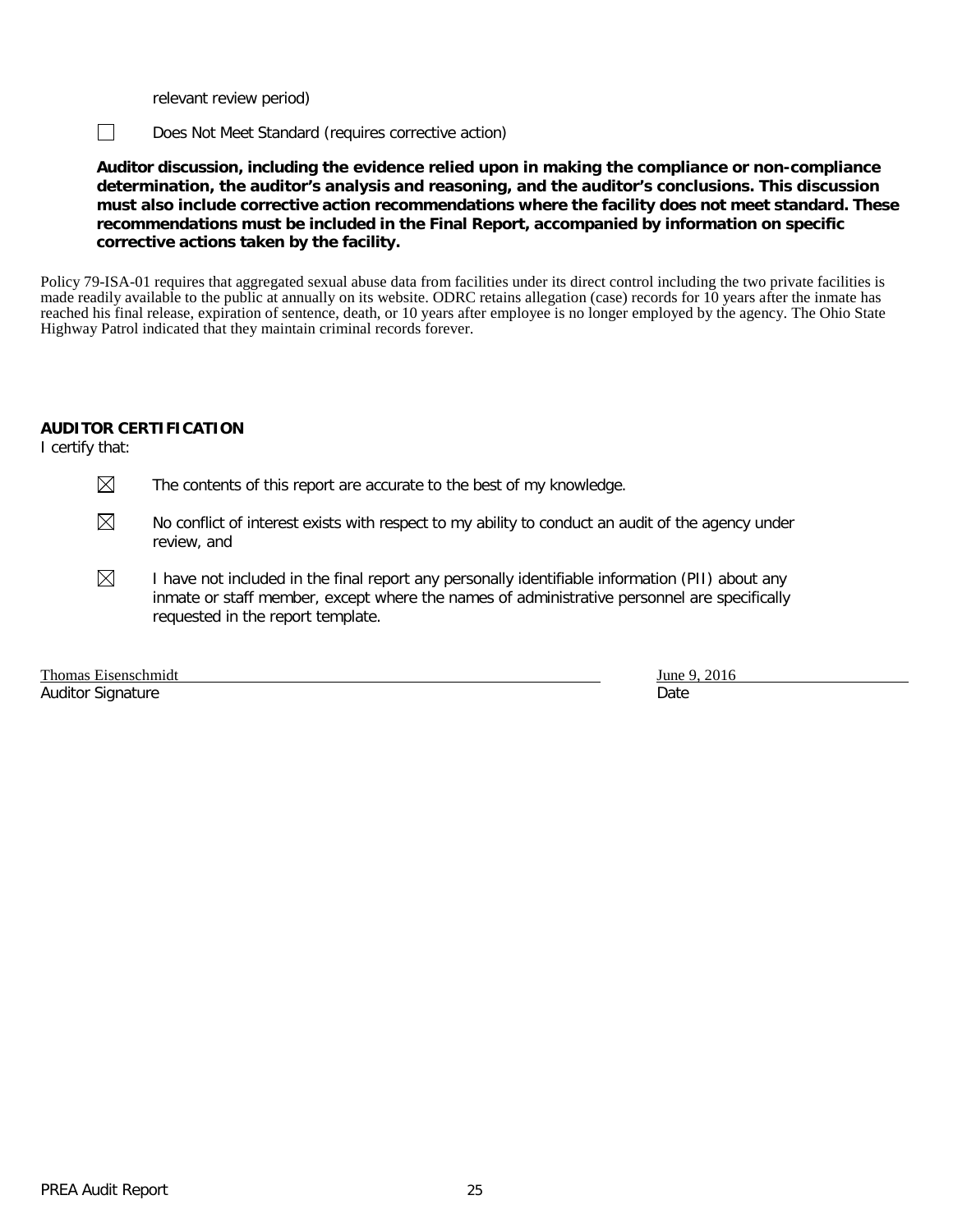relevant review period)

☐ Does Not Meet Standard (requires corrective action)

**Auditor discussion, including the evidence relied upon in making the compliance or non-compliance determination, the auditor's analysis and reasoning, and the auditor's conclusions. This discussion must also include corrective action recommendations where the facility does not meet standard. These recommendations must be included in the Final Report, accompanied by information on specific corrective actions taken by the facility.**

Policy 79-ISA-01 requires that aggregated sexual abuse data from facilities under its direct control including the two private facilities is made readily available to the public at annually on its website. ODRC retains allegation (case) records for 10 years after the inmate has reached his final release, expiration of sentence, death, or 10 years after employee is no longer employed by the agency. The Ohio State Highway Patrol indicated that they maintain criminal records forever.

**AUDITOR CERTIFICATION**

I certify that:

☒ The contents of this report are accurate to the best of my knowledge.

☒ No conflict of interest exists with respect to my ability to conduct an audit of the agency under review, and

☒ I have not included in the final report any personally identifiable information (PII) about any inmate or staff member, except where the names of administrative personnel are specifically requested in the report template.

Thomas Eisenschmidt
Auditor Signature

June 9, 2016
Date